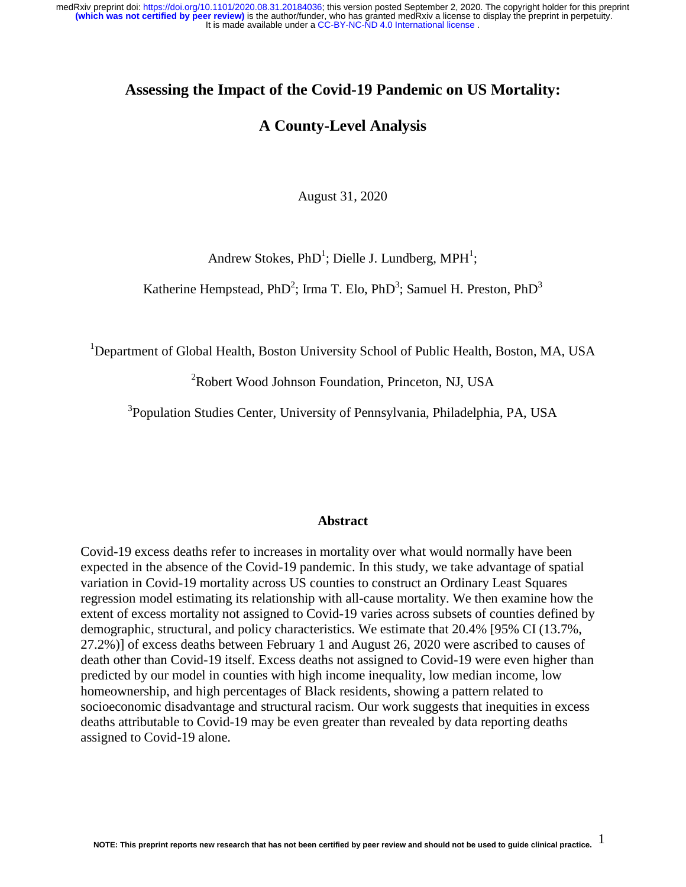# Assessing the Impact of the Covid-19 Pandemic on US Mortality:

# A County-Level Analysis

August 31, 2020

Andrew Stokes, PhD[1]; Dielle J. Lundberg, MPH[1];

Katherine Hempstead, PhD[2]; Irma T. Elo, PhD[3]; Samuel H. Preston, PhD[3]

[1]Department of Global Health, Boston University School of Public Health, Boston, MA, USA

[2]Robert Wood Johnson Foundation, Princeton, NJ, USA

[3]Population Studies Center, University of Pennsylvania, Philadelphia, PA, USA

## Abstract

Covid-19 excess deaths refer to increases in mortality over what would normally have been expected in the absence of the Covid-19 pandemic. In this study, we take advantage of spatial variation in Covid-19 mortality across US counties to construct an Ordinary Least Squares regression model estimating its relationship with all-cause mortality. We then examine how the extent of excess mortality not assigned to Covid-19 varies across subsets of counties defined by demographic, structural, and policy characteristics. We estimate that 20.4% [95% CI (13.7%, 27.2%)] of excess deaths between February 1 and August 26, 2020 were ascribed to causes of death other than Covid-19 itself. Excess deaths not assigned to Covid-19 were even higher than predicted by our model in counties with high income inequality, low median income, low homeownership, and high percentages of Black residents, showing a pattern related to socioeconomic disadvantage and structural racism. Our work suggests that inequities in excess deaths attributable to Covid-19 may be even greater than revealed by data reporting deaths assigned to Covid-19 alone.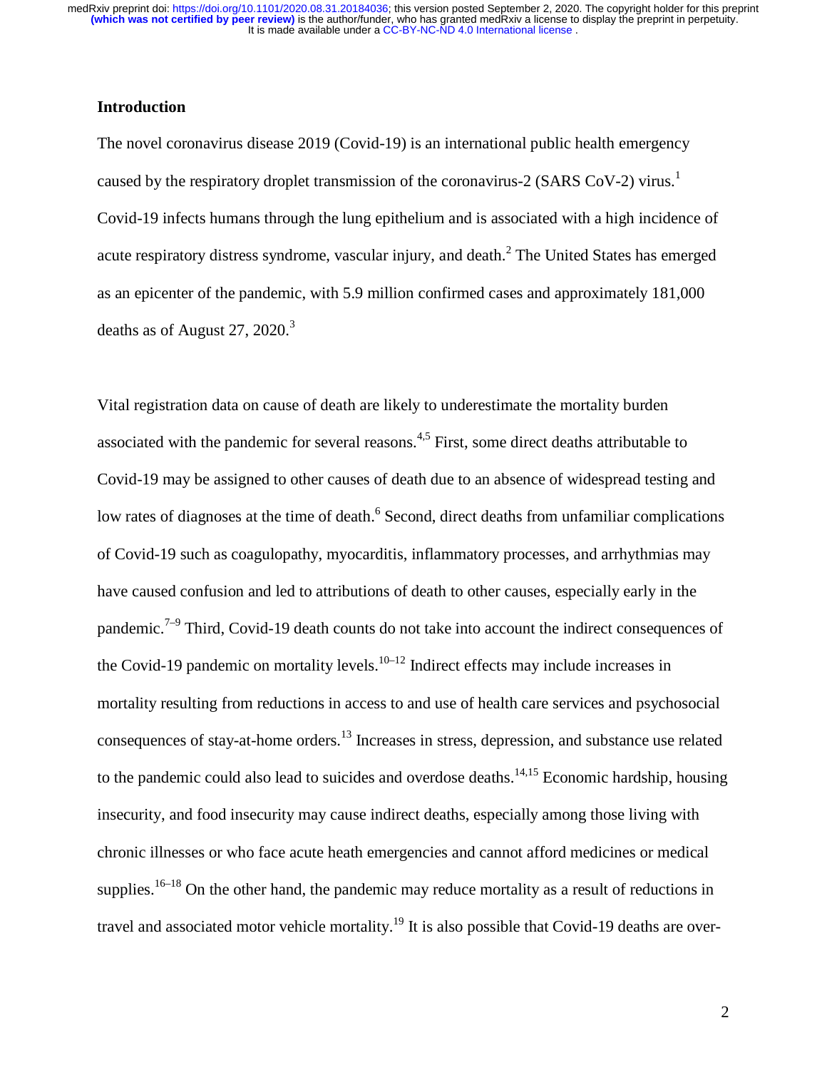## Introduction

The novel coronavirus disease 2019 (Covid-19) is an international public health emergency caused by the respiratory droplet transmission of the coronavirus-2 (SARS CoV-2) virus.[1] Covid-19 infects humans through the lung epithelium and is associated with a high incidence of acute respiratory distress syndrome, vascular injury, and death.[2] The United States has emerged as an epicenter of the pandemic, with 5.9 million confirmed cases and approximately 181,000 deaths as of August 27, 2020.[3]

Vital registration data on cause of death are likely to underestimate the mortality burden associated with the pandemic for several reasons.[4,5] First, some direct deaths attributable to Covid-19 may be assigned to other causes of death due to an absence of widespread testing and low rates of diagnoses at the time of death.[6] Second, direct deaths from unfamiliar complications of Covid-19 such as coagulopathy, myocarditis, inflammatory processes, and arrhythmias may have caused confusion and led to attributions of death to other causes, especially early in the pandemic.[7–9] Third, Covid-19 death counts do not take into account the indirect consequences of the Covid-19 pandemic on mortality levels.[10–12] Indirect effects may include increases in mortality resulting from reductions in access to and use of health care services and psychosocial consequences of stay-at-home orders.[13] Increases in stress, depression, and substance use related to the pandemic could also lead to suicides and overdose deaths.[14,15] Economic hardship, housing insecurity, and food insecurity may cause indirect deaths, especially among those living with chronic illnesses or who face acute heath emergencies and cannot afford medicines or medical supplies.[16–18] On the other hand, the pandemic may reduce mortality as a result of reductions in travel and associated motor vehicle mortality.[19] It is also possible that Covid-19 deaths are over-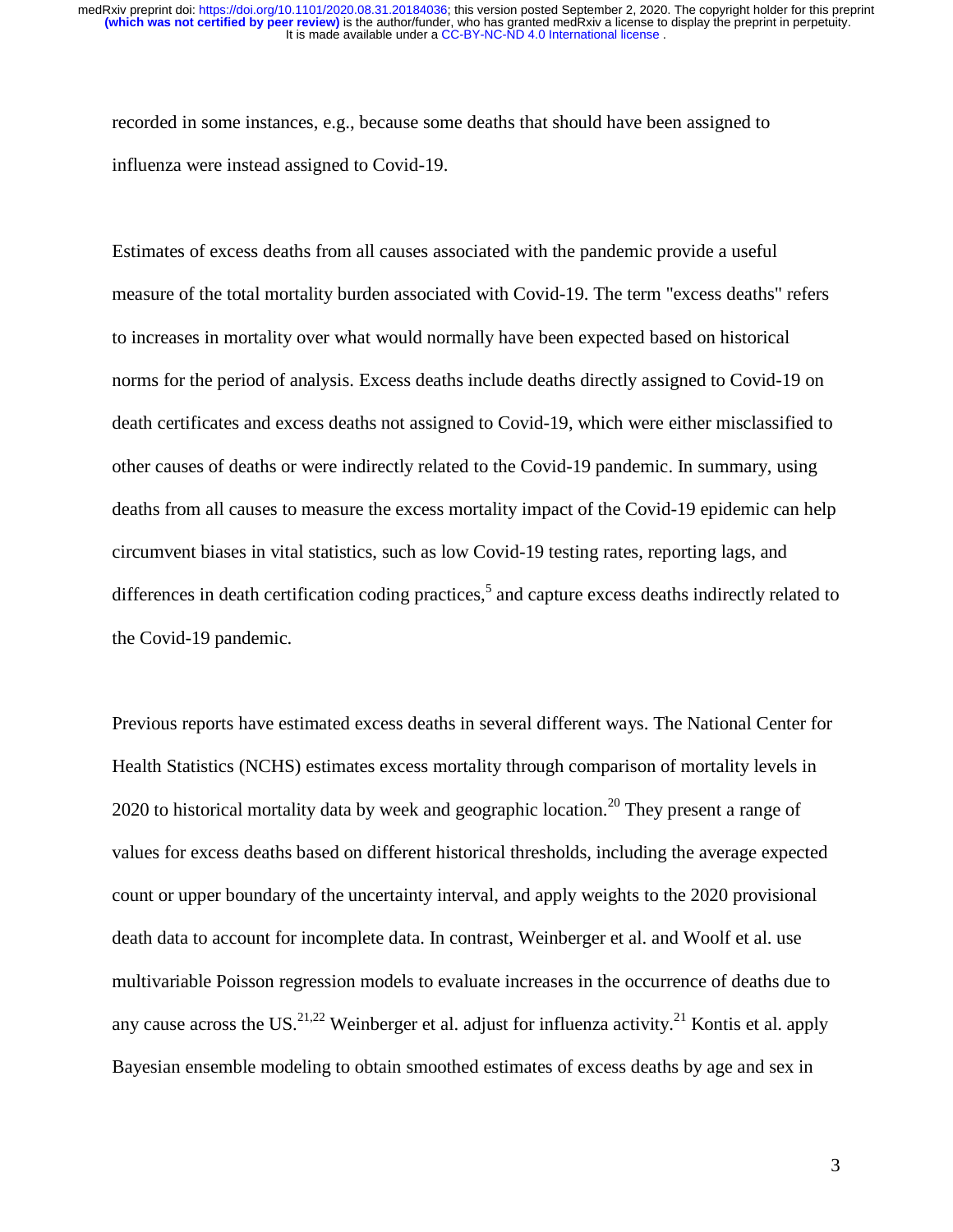recorded in some instances, e.g., because some deaths that should have been assigned to influenza were instead assigned to Covid-19.

Estimates of excess deaths from all causes associated with the pandemic provide a useful measure of the total mortality burden associated with Covid-19. The term "excess deaths" refers to increases in mortality over what would normally have been expected based on historical norms for the period of analysis. Excess deaths include deaths directly assigned to Covid-19 on death certificates and excess deaths not assigned to Covid-19, which were either misclassified to other causes of deaths or were indirectly related to the Covid-19 pandemic. In summary, using deaths from all causes to measure the excess mortality impact of the Covid-19 epidemic can help circumvent biases in vital statistics, such as low Covid-19 testing rates, reporting lags, and differences in death certification coding practices,[5] and capture excess deaths indirectly related to the Covid-19 pandemic.

Previous reports have estimated excess deaths in several different ways. The National Center for Health Statistics (NCHS) estimates excess mortality through comparison of mortality levels in 2020 to historical mortality data by week and geographic location.[20] They present a range of values for excess deaths based on different historical thresholds, including the average expected count or upper boundary of the uncertainty interval, and apply weights to the 2020 provisional death data to account for incomplete data. In contrast, Weinberger et al. and Woolf et al. use multivariable Poisson regression models to evaluate increases in the occurrence of deaths due to any cause across the US.[21,22] Weinberger et al. adjust for influenza activity.[21] Kontis et al. apply Bayesian ensemble modeling to obtain smoothed estimates of excess deaths by age and sex in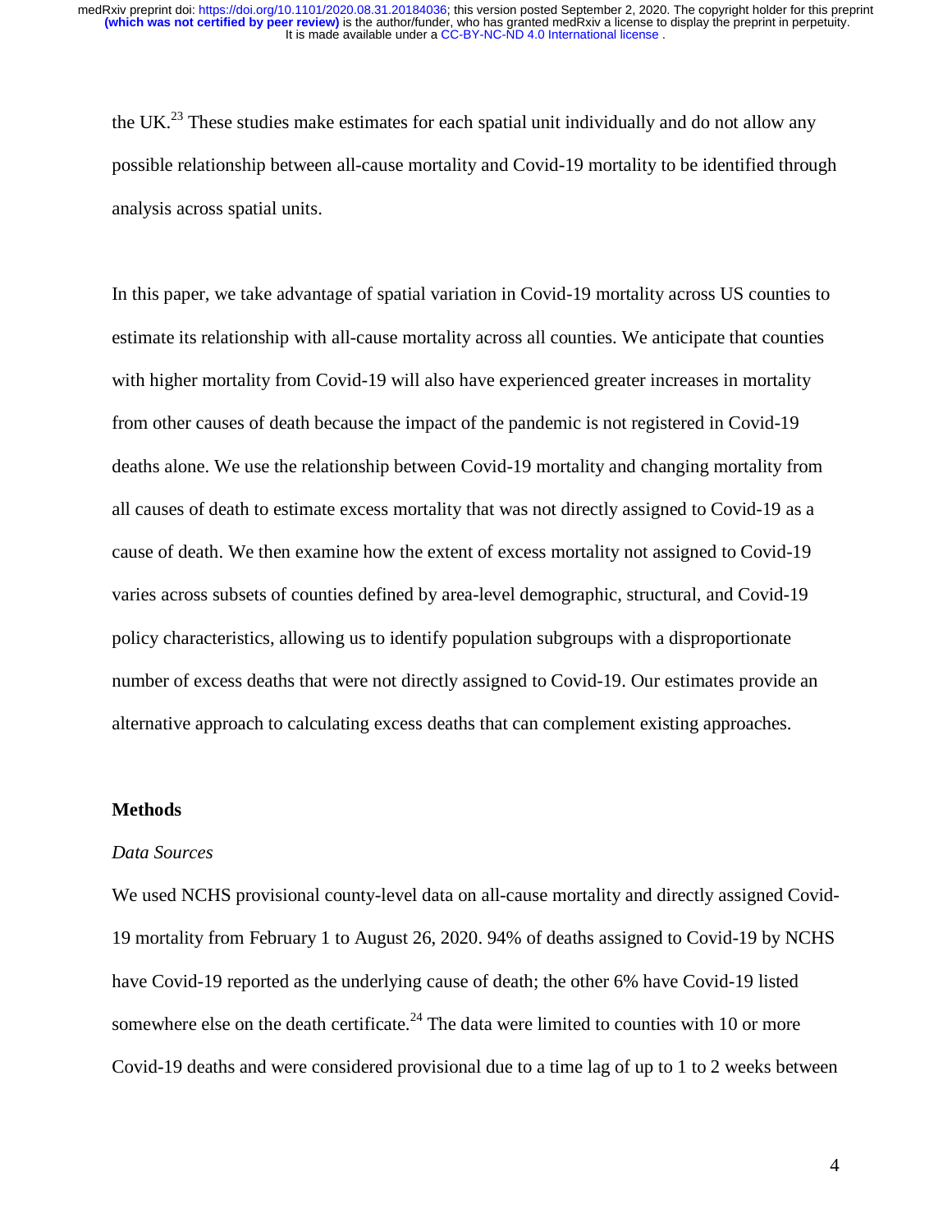the UK.[23] These studies make estimates for each spatial unit individually and do not allow any possible relationship between all-cause mortality and Covid-19 mortality to be identified through analysis across spatial units.

In this paper, we take advantage of spatial variation in Covid-19 mortality across US counties to estimate its relationship with all-cause mortality across all counties. We anticipate that counties with higher mortality from Covid-19 will also have experienced greater increases in mortality from other causes of death because the impact of the pandemic is not registered in Covid-19 deaths alone. We use the relationship between Covid-19 mortality and changing mortality from all causes of death to estimate excess mortality that was not directly assigned to Covid-19 as a cause of death. We then examine how the extent of excess mortality not assigned to Covid-19 varies across subsets of counties defined by area-level demographic, structural, and Covid-19 policy characteristics, allowing us to identify population subgroups with a disproportionate number of excess deaths that were not directly assigned to Covid-19. Our estimates provide an alternative approach to calculating excess deaths that can complement existing approaches.

## Methods

### *Data Sources*

We used NCHS provisional county-level data on all-cause mortality and directly assigned Covid-19 mortality from February 1 to August 26, 2020. 94% of deaths assigned to Covid-19 by NCHS have Covid-19 reported as the underlying cause of death; the other 6% have Covid-19 listed somewhere else on the death certificate.[24] The data were limited to counties with 10 or more Covid-19 deaths and were considered provisional due to a time lag of up to 1 to 2 weeks between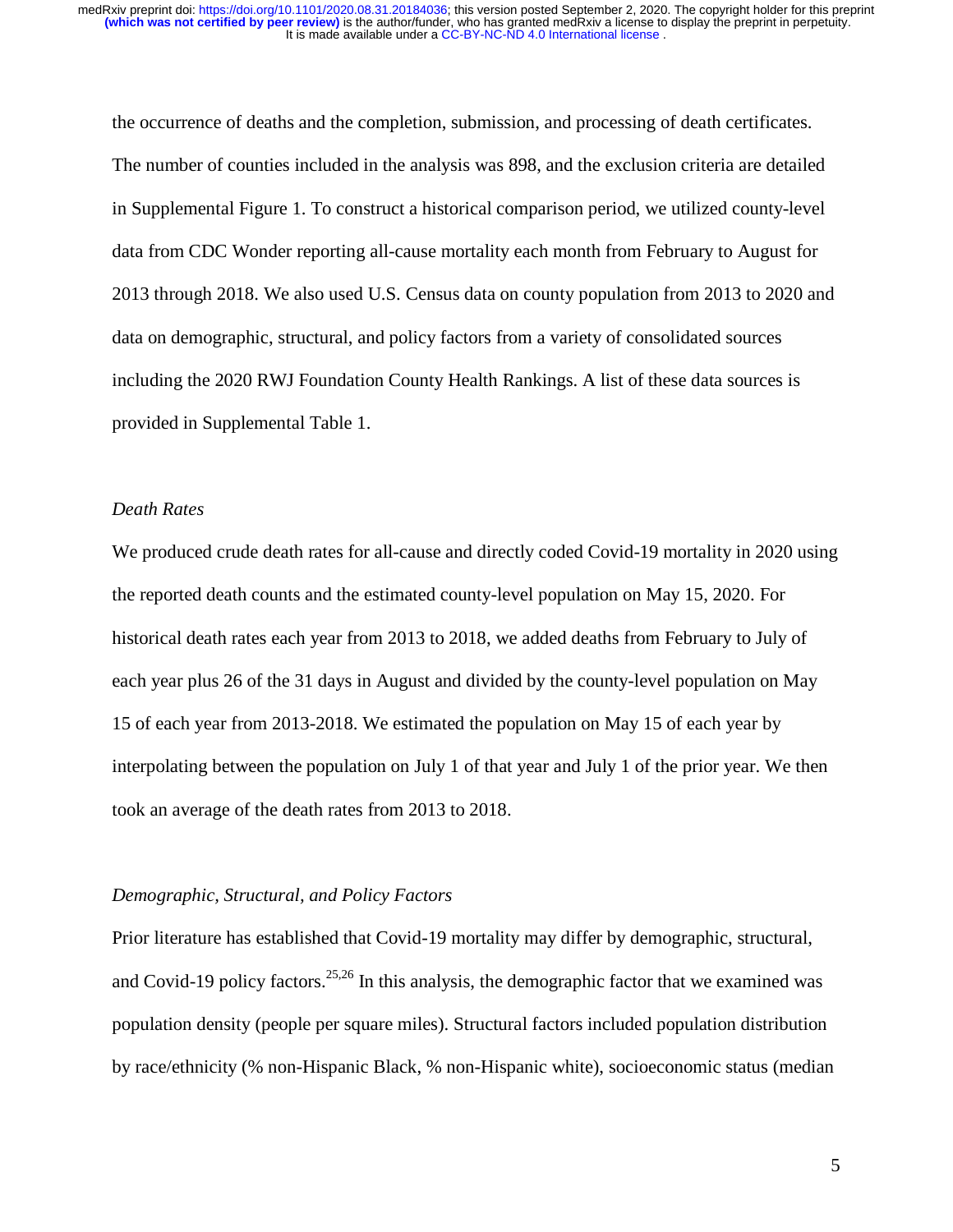the occurrence of deaths and the completion, submission, and processing of death certificates. The number of counties included in the analysis was 898, and the exclusion criteria are detailed in Supplemental Figure 1. To construct a historical comparison period, we utilized county-level data from CDC Wonder reporting all-cause mortality each month from February to August for 2013 through 2018. We also used U.S. Census data on county population from 2013 to 2020 and data on demographic, structural, and policy factors from a variety of consolidated sources including the 2020 RWJ Foundation County Health Rankings. A list of these data sources is provided in Supplemental Table 1.

*Death Rates*

We produced crude death rates for all-cause and directly coded Covid-19 mortality in 2020 using the reported death counts and the estimated county-level population on May 15, 2020. For historical death rates each year from 2013 to 2018, we added deaths from February to July of each year plus 26 of the 31 days in August and divided by the county-level population on May 15 of each year from 2013-2018. We estimated the population on May 15 of each year by interpolating between the population on July 1 of that year and July 1 of the prior year. We then took an average of the death rates from 2013 to 2018.

*Demographic, Structural, and Policy Factors*

Prior literature has established that Covid-19 mortality may differ by demographic, structural, and Covid-19 policy factors.[25,26] In this analysis, the demographic factor that we examined was population density (people per square miles). Structural factors included population distribution by race/ethnicity (% non-Hispanic Black, % non-Hispanic white), socioeconomic status (median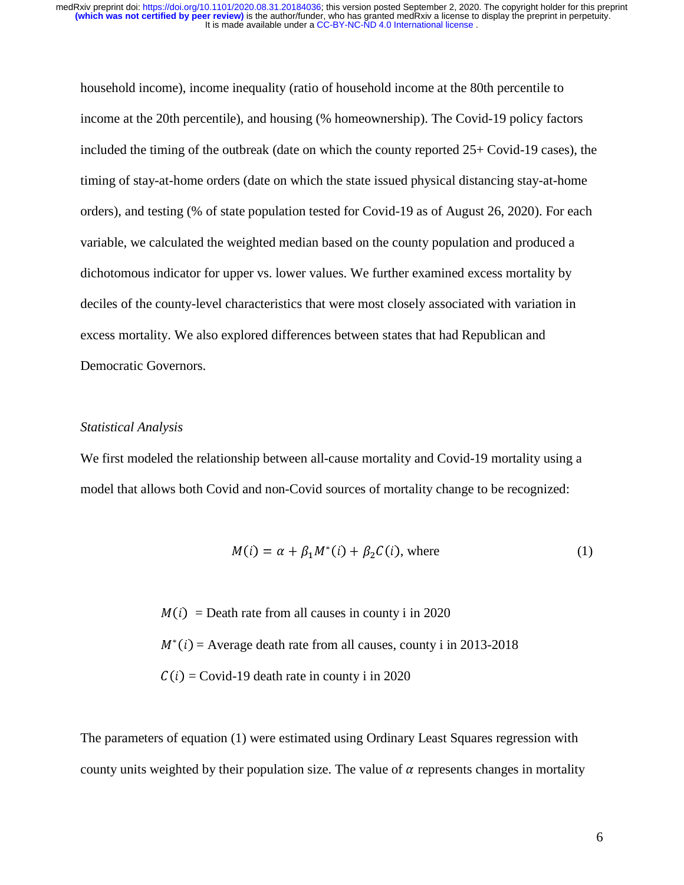household income), income inequality (ratio of household income at the 80th percentile to income at the 20th percentile), and housing (% homeownership). The Covid-19 policy factors included the timing of the outbreak (date on which the county reported 25+ Covid-19 cases), the timing of stay-at-home orders (date on which the state issued physical distancing stay-at-home orders), and testing (% of state population tested for Covid-19 as of August 26, 2020). For each variable, we calculated the weighted median based on the county population and produced a dichotomous indicator for upper vs. lower values. We further examined excess mortality by deciles of the county-level characteristics that were most closely associated with variation in excess mortality. We also explored differences between states that had Republican and Democratic Governors.

*Statistical Analysis*

We first modeled the relationship between all-cause mortality and Covid-19 mortality using a model that allows both Covid and non-Covid sources of mortality change to be recognized:

$$M(i) = \alpha + \beta_1 M^*(i) + \beta_2 C(i), \text{ where} \tag{1}$$

$M(i)$ = Death rate from all causes in county i in 2020

$M^*(i)$ = Average death rate from all causes, county i in 2013-2018

$C(i)$ = Covid-19 death rate in county i in 2020

The parameters of equation (1) were estimated using Ordinary Least Squares regression with county units weighted by their population size. The value of $\alpha$ represents changes in mortality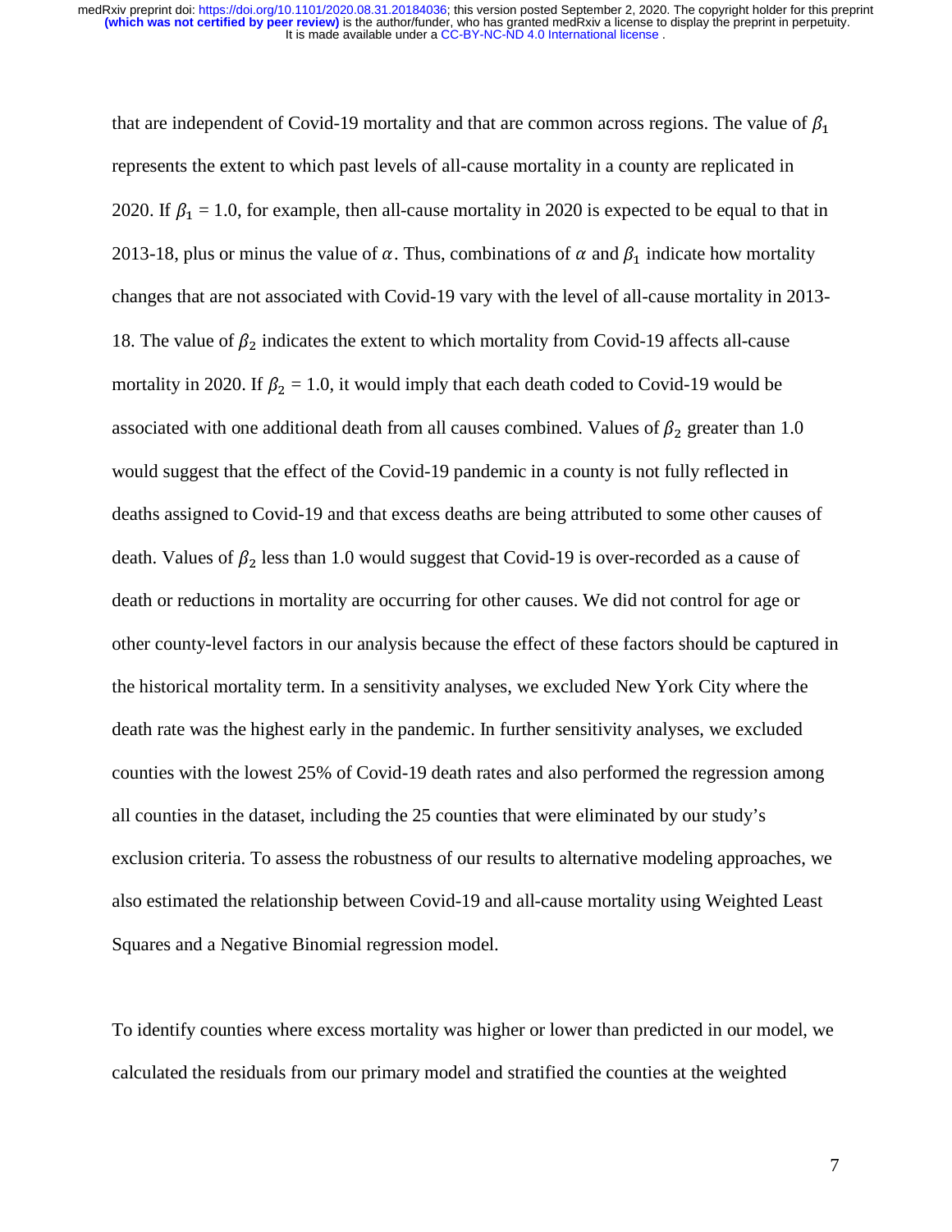that are independent of Covid-19 mortality and that are common across regions. The value of $\beta_1$ represents the extent to which past levels of all-cause mortality in a county are replicated in 2020. If $\beta_1$ = 1.0, for example, then all-cause mortality in 2020 is expected to be equal to that in 2013-18, plus or minus the value of $\alpha$. Thus, combinations of $\alpha$ and $\beta_1$ indicate how mortality changes that are not associated with Covid-19 vary with the level of all-cause mortality in 2013-18. The value of $\beta_2$ indicates the extent to which mortality from Covid-19 affects all-cause mortality in 2020. If $\beta_2$ = 1.0, it would imply that each death coded to Covid-19 would be associated with one additional death from all causes combined. Values of $\beta_2$ greater than 1.0 would suggest that the effect of the Covid-19 pandemic in a county is not fully reflected in deaths assigned to Covid-19 and that excess deaths are being attributed to some other causes of death. Values of $\beta_2$ less than 1.0 would suggest that Covid-19 is over-recorded as a cause of death or reductions in mortality are occurring for other causes. We did not control for age or other county-level factors in our analysis because the effect of these factors should be captured in the historical mortality term. In a sensitivity analyses, we excluded New York City where the death rate was the highest early in the pandemic. In further sensitivity analyses, we excluded counties with the lowest 25% of Covid-19 death rates and also performed the regression among all counties in the dataset, including the 25 counties that were eliminated by our study's exclusion criteria. To assess the robustness of our results to alternative modeling approaches, we also estimated the relationship between Covid-19 and all-cause mortality using Weighted Least Squares and a Negative Binomial regression model.

To identify counties where excess mortality was higher or lower than predicted in our model, we calculated the residuals from our primary model and stratified the counties at the weighted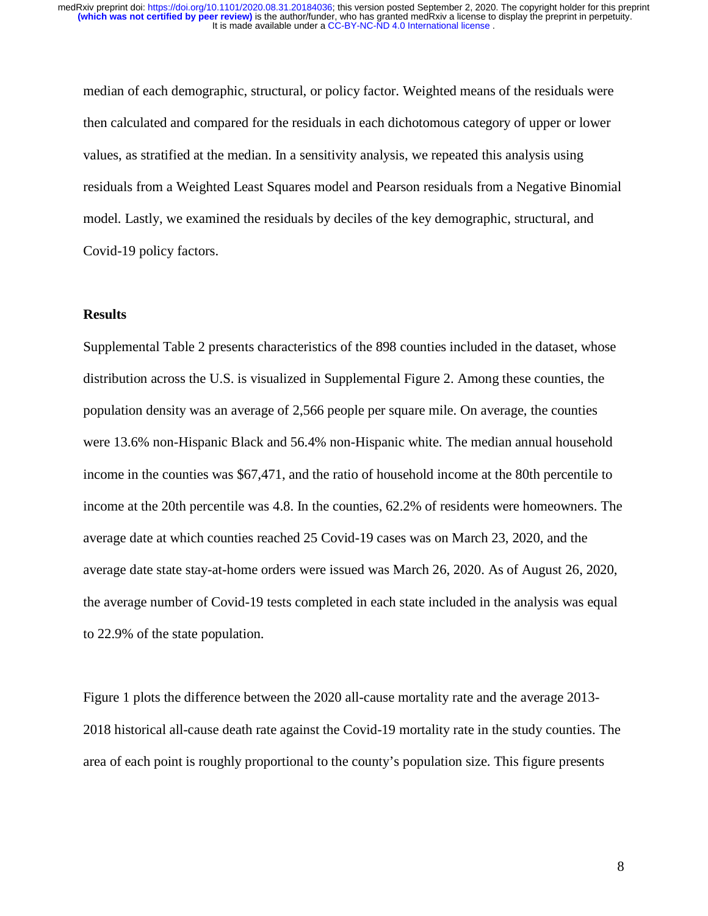median of each demographic, structural, or policy factor. Weighted means of the residuals were then calculated and compared for the residuals in each dichotomous category of upper or lower values, as stratified at the median. In a sensitivity analysis, we repeated this analysis using residuals from a Weighted Least Squares model and Pearson residuals from a Negative Binomial model. Lastly, we examined the residuals by deciles of the key demographic, structural, and Covid-19 policy factors.

## Results

Supplemental Table 2 presents characteristics of the 898 counties included in the dataset, whose distribution across the U.S. is visualized in Supplemental Figure 2. Among these counties, the population density was an average of 2,566 people per square mile. On average, the counties were 13.6% non-Hispanic Black and 56.4% non-Hispanic white. The median annual household income in the counties was $67,471, and the ratio of household income at the 80th percentile to income at the 20th percentile was 4.8. In the counties, 62.2% of residents were homeowners. The average date at which counties reached 25 Covid-19 cases was on March 23, 2020, and the average date state stay-at-home orders were issued was March 26, 2020. As of August 26, 2020, the average number of Covid-19 tests completed in each state included in the analysis was equal to 22.9% of the state population.

Figure 1 plots the difference between the 2020 all-cause mortality rate and the average 2013-2018 historical all-cause death rate against the Covid-19 mortality rate in the study counties. The area of each point is roughly proportional to the county's population size. This figure presents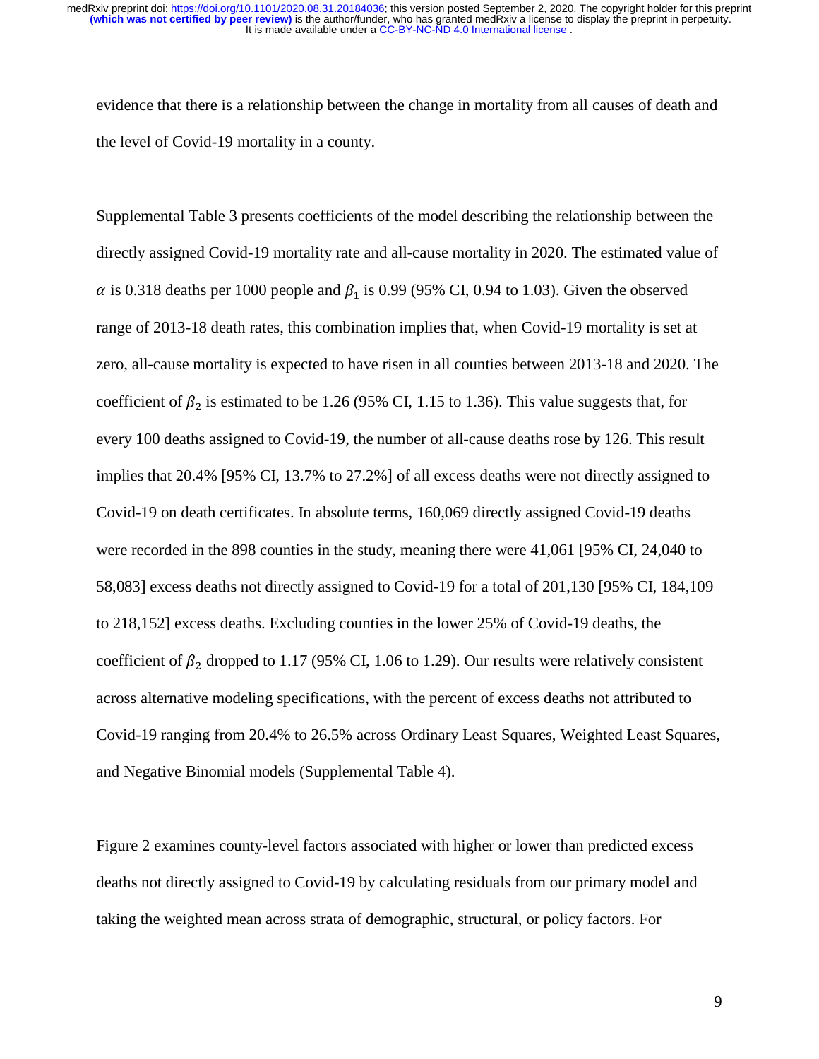evidence that there is a relationship between the change in mortality from all causes of death and the level of Covid-19 mortality in a county.

Supplemental Table 3 presents coefficients of the model describing the relationship between the directly assigned Covid-19 mortality rate and all-cause mortality in 2020. The estimated value of $\alpha$ is 0.318 deaths per 1000 people and $\beta_1$ is 0.99 (95% CI, 0.94 to 1.03). Given the observed range of 2013-18 death rates, this combination implies that, when Covid-19 mortality is set at zero, all-cause mortality is expected to have risen in all counties between 2013-18 and 2020. The coefficient of $\beta_2$ is estimated to be 1.26 (95% CI, 1.15 to 1.36). This value suggests that, for every 100 deaths assigned to Covid-19, the number of all-cause deaths rose by 126. This result implies that 20.4% [95% CI, 13.7% to 27.2%] of all excess deaths were not directly assigned to Covid-19 on death certificates. In absolute terms, 160,069 directly assigned Covid-19 deaths were recorded in the 898 counties in the study, meaning there were 41,061 [95% CI, 24,040 to 58,083] excess deaths not directly assigned to Covid-19 for a total of 201,130 [95% CI, 184,109 to 218,152] excess deaths. Excluding counties in the lower 25% of Covid-19 deaths, the coefficient of $\beta_2$ dropped to 1.17 (95% CI, 1.06 to 1.29). Our results were relatively consistent across alternative modeling specifications, with the percent of excess deaths not attributed to Covid-19 ranging from 20.4% to 26.5% across Ordinary Least Squares, Weighted Least Squares, and Negative Binomial models (Supplemental Table 4).

Figure 2 examines county-level factors associated with higher or lower than predicted excess deaths not directly assigned to Covid-19 by calculating residuals from our primary model and taking the weighted mean across strata of demographic, structural, or policy factors. For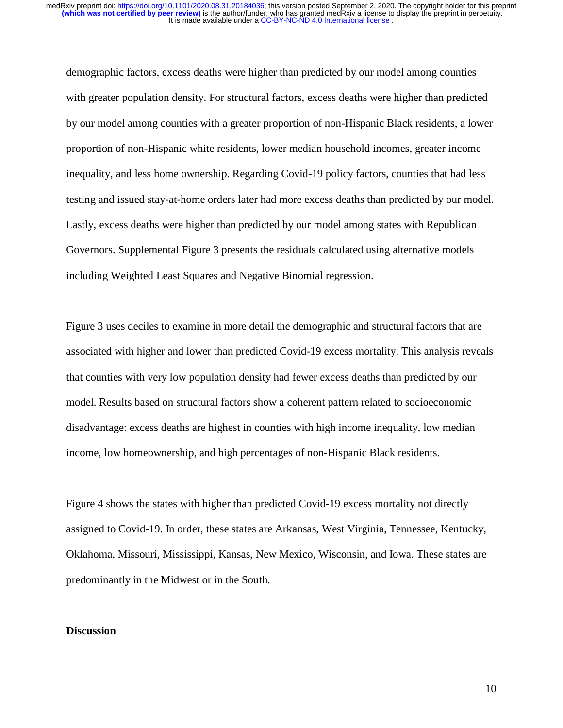demographic factors, excess deaths were higher than predicted by our model among counties with greater population density. For structural factors, excess deaths were higher than predicted by our model among counties with a greater proportion of non-Hispanic Black residents, a lower proportion of non-Hispanic white residents, lower median household incomes, greater income inequality, and less home ownership. Regarding Covid-19 policy factors, counties that had less testing and issued stay-at-home orders later had more excess deaths than predicted by our model. Lastly, excess deaths were higher than predicted by our model among states with Republican Governors. Supplemental Figure 3 presents the residuals calculated using alternative models including Weighted Least Squares and Negative Binomial regression.

Figure 3 uses deciles to examine in more detail the demographic and structural factors that are associated with higher and lower than predicted Covid-19 excess mortality. This analysis reveals that counties with very low population density had fewer excess deaths than predicted by our model. Results based on structural factors show a coherent pattern related to socioeconomic disadvantage: excess deaths are highest in counties with high income inequality, low median income, low homeownership, and high percentages of non-Hispanic Black residents.

Figure 4 shows the states with higher than predicted Covid-19 excess mortality not directly assigned to Covid-19. In order, these states are Arkansas, West Virginia, Tennessee, Kentucky, Oklahoma, Missouri, Mississippi, Kansas, New Mexico, Wisconsin, and Iowa. These states are predominantly in the Midwest or in the South.

## Discussion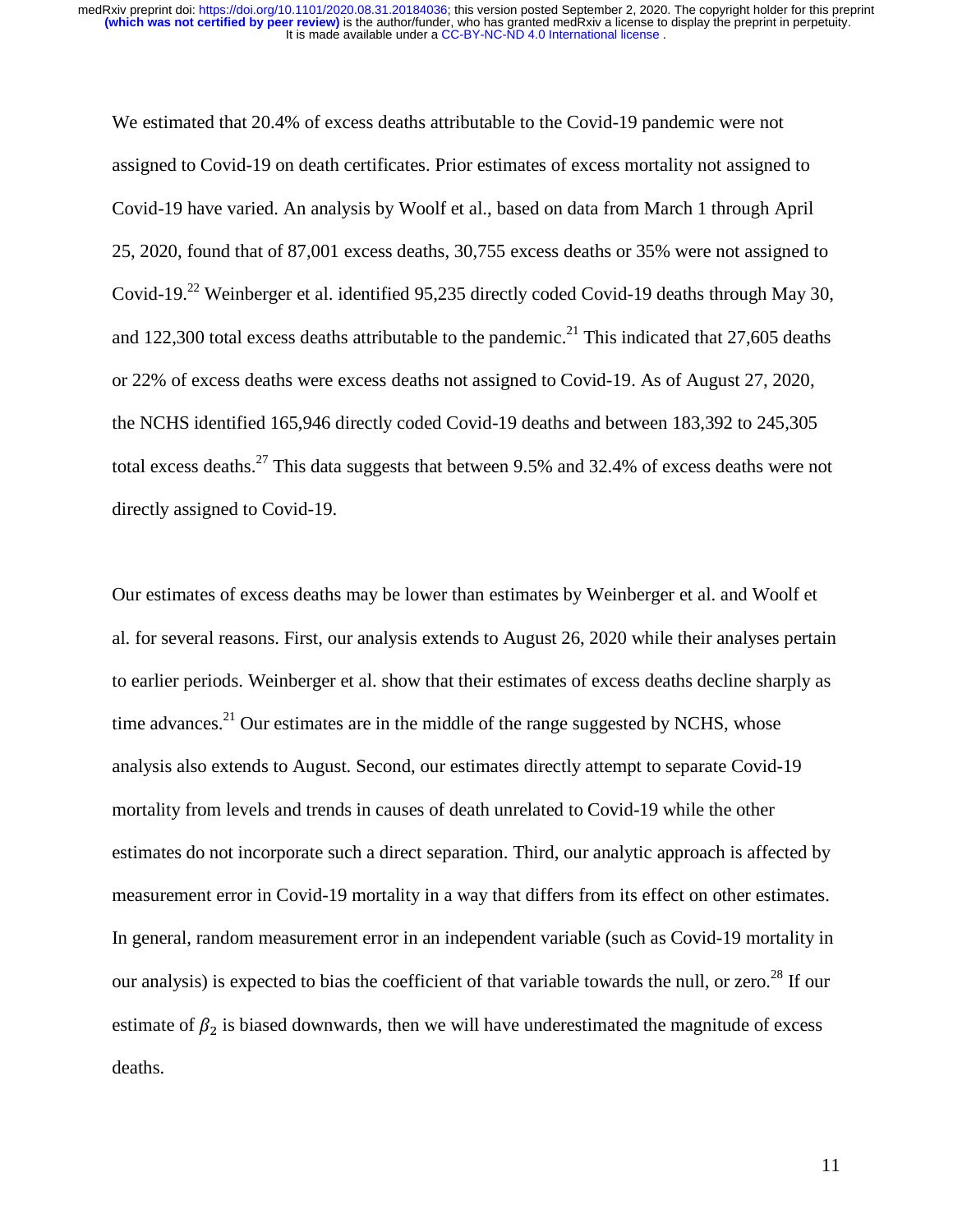We estimated that 20.4% of excess deaths attributable to the Covid-19 pandemic were not assigned to Covid-19 on death certificates. Prior estimates of excess mortality not assigned to Covid-19 have varied. An analysis by Woolf et al., based on data from March 1 through April 25, 2020, found that of 87,001 excess deaths, 30,755 excess deaths or 35% were not assigned to Covid-19.[22] Weinberger et al. identified 95,235 directly coded Covid-19 deaths through May 30, and 122,300 total excess deaths attributable to the pandemic.[21] This indicated that 27,605 deaths or 22% of excess deaths were excess deaths not assigned to Covid-19. As of August 27, 2020, the NCHS identified 165,946 directly coded Covid-19 deaths and between 183,392 to 245,305 total excess deaths.[27] This data suggests that between 9.5% and 32.4% of excess deaths were not directly assigned to Covid-19.

Our estimates of excess deaths may be lower than estimates by Weinberger et al. and Woolf et al. for several reasons. First, our analysis extends to August 26, 2020 while their analyses pertain to earlier periods. Weinberger et al. show that their estimates of excess deaths decline sharply as time advances.[21] Our estimates are in the middle of the range suggested by NCHS, whose analysis also extends to August. Second, our estimates directly attempt to separate Covid-19 mortality from levels and trends in causes of death unrelated to Covid-19 while the other estimates do not incorporate such a direct separation. Third, our analytic approach is affected by measurement error in Covid-19 mortality in a way that differs from its effect on other estimates. In general, random measurement error in an independent variable (such as Covid-19 mortality in our analysis) is expected to bias the coefficient of that variable towards the null, or zero.[28] If our estimate of $\beta_2$ is biased downwards, then we will have underestimated the magnitude of excess deaths.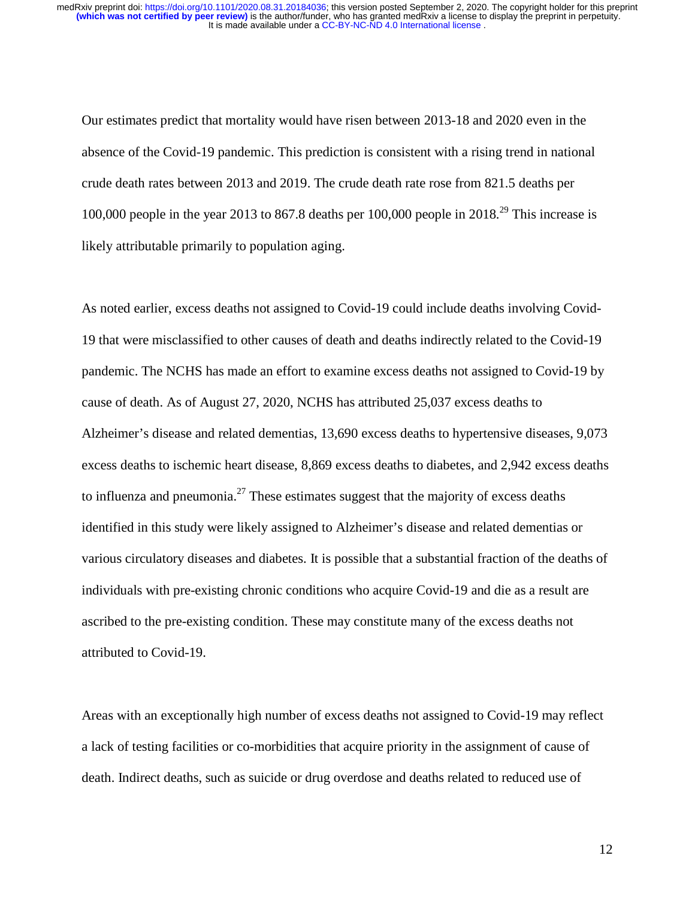Our estimates predict that mortality would have risen between 2013-18 and 2020 even in the absence of the Covid-19 pandemic. This prediction is consistent with a rising trend in national crude death rates between 2013 and 2019. The crude death rate rose from 821.5 deaths per 100,000 people in the year 2013 to 867.8 deaths per 100,000 people in 2018.[29] This increase is likely attributable primarily to population aging.

As noted earlier, excess deaths not assigned to Covid-19 could include deaths involving Covid-19 that were misclassified to other causes of death and deaths indirectly related to the Covid-19 pandemic. The NCHS has made an effort to examine excess deaths not assigned to Covid-19 by cause of death. As of August 27, 2020, NCHS has attributed 25,037 excess deaths to Alzheimer's disease and related dementias, 13,690 excess deaths to hypertensive diseases, 9,073 excess deaths to ischemic heart disease, 8,869 excess deaths to diabetes, and 2,942 excess deaths to influenza and pneumonia.[27] These estimates suggest that the majority of excess deaths identified in this study were likely assigned to Alzheimer's disease and related dementias or various circulatory diseases and diabetes. It is possible that a substantial fraction of the deaths of individuals with pre-existing chronic conditions who acquire Covid-19 and die as a result are ascribed to the pre-existing condition. These may constitute many of the excess deaths not attributed to Covid-19.

Areas with an exceptionally high number of excess deaths not assigned to Covid-19 may reflect a lack of testing facilities or co-morbidities that acquire priority in the assignment of cause of death. Indirect deaths, such as suicide or drug overdose and deaths related to reduced use of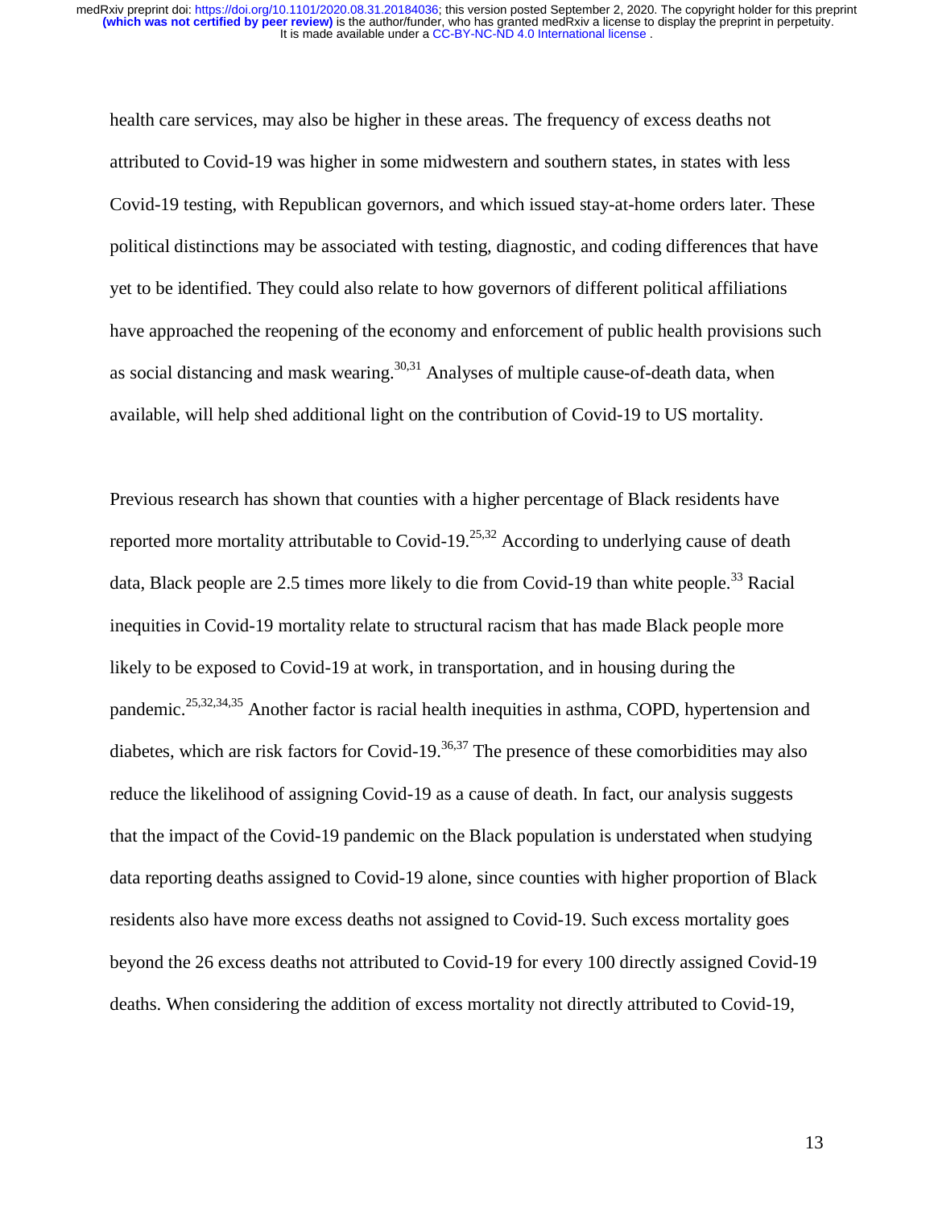health care services, may also be higher in these areas. The frequency of excess deaths not attributed to Covid-19 was higher in some midwestern and southern states, in states with less Covid-19 testing, with Republican governors, and which issued stay-at-home orders later. These political distinctions may be associated with testing, diagnostic, and coding differences that have yet to be identified. They could also relate to how governors of different political affiliations have approached the reopening of the economy and enforcement of public health provisions such as social distancing and mask wearing.[30,31] Analyses of multiple cause-of-death data, when available, will help shed additional light on the contribution of Covid-19 to US mortality.

Previous research has shown that counties with a higher percentage of Black residents have reported more mortality attributable to Covid-19.[25,32] According to underlying cause of death data, Black people are 2.5 times more likely to die from Covid-19 than white people.[33] Racial inequities in Covid-19 mortality relate to structural racism that has made Black people more likely to be exposed to Covid-19 at work, in transportation, and in housing during the pandemic.[25,32,34,35] Another factor is racial health inequities in asthma, COPD, hypertension and diabetes, which are risk factors for Covid-19.[36,37] The presence of these comorbidities may also reduce the likelihood of assigning Covid-19 as a cause of death. In fact, our analysis suggests that the impact of the Covid-19 pandemic on the Black population is understated when studying data reporting deaths assigned to Covid-19 alone, since counties with higher proportion of Black residents also have more excess deaths not assigned to Covid-19. Such excess mortality goes beyond the 26 excess deaths not attributed to Covid-19 for every 100 directly assigned Covid-19 deaths. When considering the addition of excess mortality not directly attributed to Covid-19,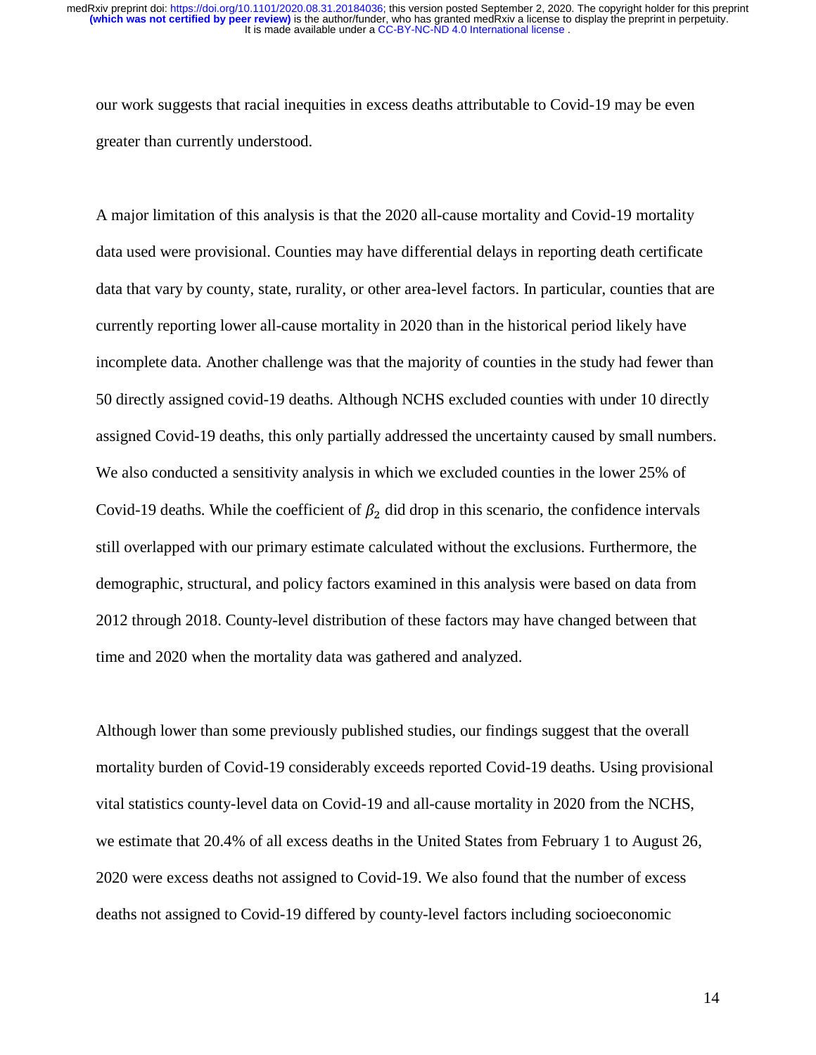our work suggests that racial inequities in excess deaths attributable to Covid-19 may be even greater than currently understood.

A major limitation of this analysis is that the 2020 all-cause mortality and Covid-19 mortality data used were provisional. Counties may have differential delays in reporting death certificate data that vary by county, state, rurality, or other area-level factors. In particular, counties that are currently reporting lower all-cause mortality in 2020 than in the historical period likely have incomplete data. Another challenge was that the majority of counties in the study had fewer than 50 directly assigned covid-19 deaths. Although NCHS excluded counties with under 10 directly assigned Covid-19 deaths, this only partially addressed the uncertainty caused by small numbers. We also conducted a sensitivity analysis in which we excluded counties in the lower 25% of Covid-19 deaths. While the coefficient of $\beta_2$ did drop in this scenario, the confidence intervals still overlapped with our primary estimate calculated without the exclusions. Furthermore, the demographic, structural, and policy factors examined in this analysis were based on data from 2012 through 2018. County-level distribution of these factors may have changed between that time and 2020 when the mortality data was gathered and analyzed.

Although lower than some previously published studies, our findings suggest that the overall mortality burden of Covid-19 considerably exceeds reported Covid-19 deaths. Using provisional vital statistics county-level data on Covid-19 and all-cause mortality in 2020 from the NCHS, we estimate that 20.4% of all excess deaths in the United States from February 1 to August 26, 2020 were excess deaths not assigned to Covid-19. We also found that the number of excess deaths not assigned to Covid-19 differed by county-level factors including socioeconomic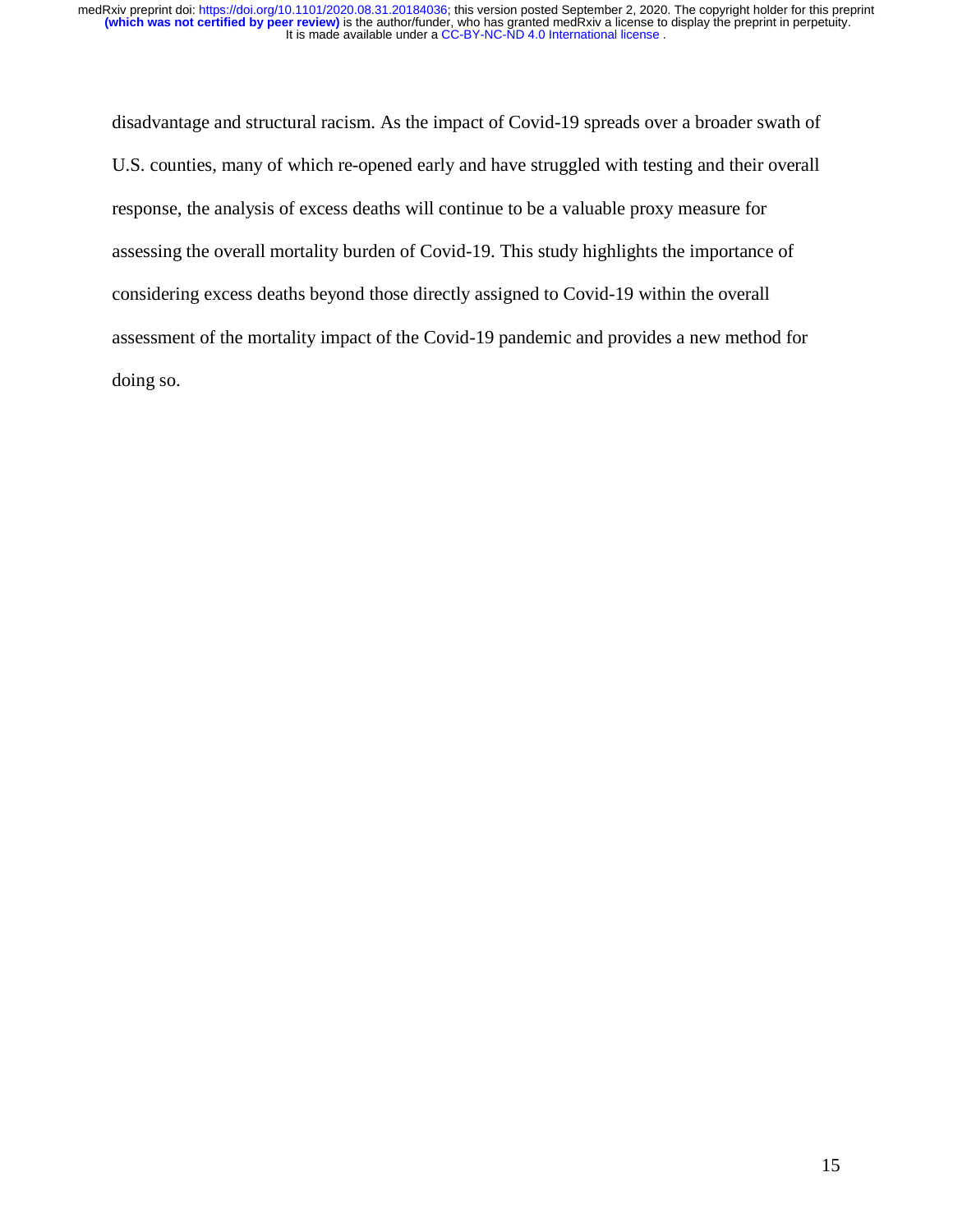disadvantage and structural racism. As the impact of Covid-19 spreads over a broader swath of U.S. counties, many of which re-opened early and have struggled with testing and their overall response, the analysis of excess deaths will continue to be a valuable proxy measure for assessing the overall mortality burden of Covid-19. This study highlights the importance of considering excess deaths beyond those directly assigned to Covid-19 within the overall assessment of the mortality impact of the Covid-19 pandemic and provides a new method for doing so.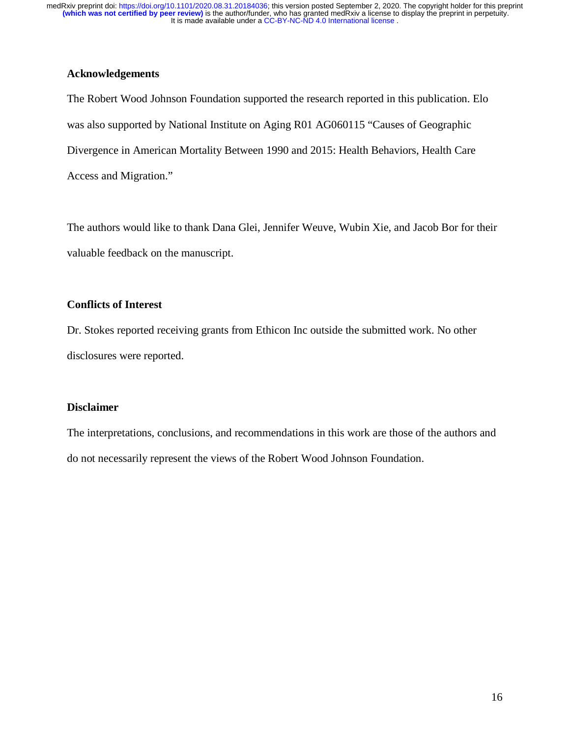**Acknowledgements**

The Robert Wood Johnson Foundation supported the research reported in this publication. Elo was also supported by National Institute on Aging R01 AG060115 "Causes of Geographic Divergence in American Mortality Between 1990 and 2015: Health Behaviors, Health Care Access and Migration."

The authors would like to thank Dana Glei, Jennifer Weuve, Wubin Xie, and Jacob Bor for their valuable feedback on the manuscript.

**Conflicts of Interest**

Dr. Stokes reported receiving grants from Ethicon Inc outside the submitted work. No other disclosures were reported.

**Disclaimer**

The interpretations, conclusions, and recommendations in this work are those of the authors and do not necessarily represent the views of the Robert Wood Johnson Foundation.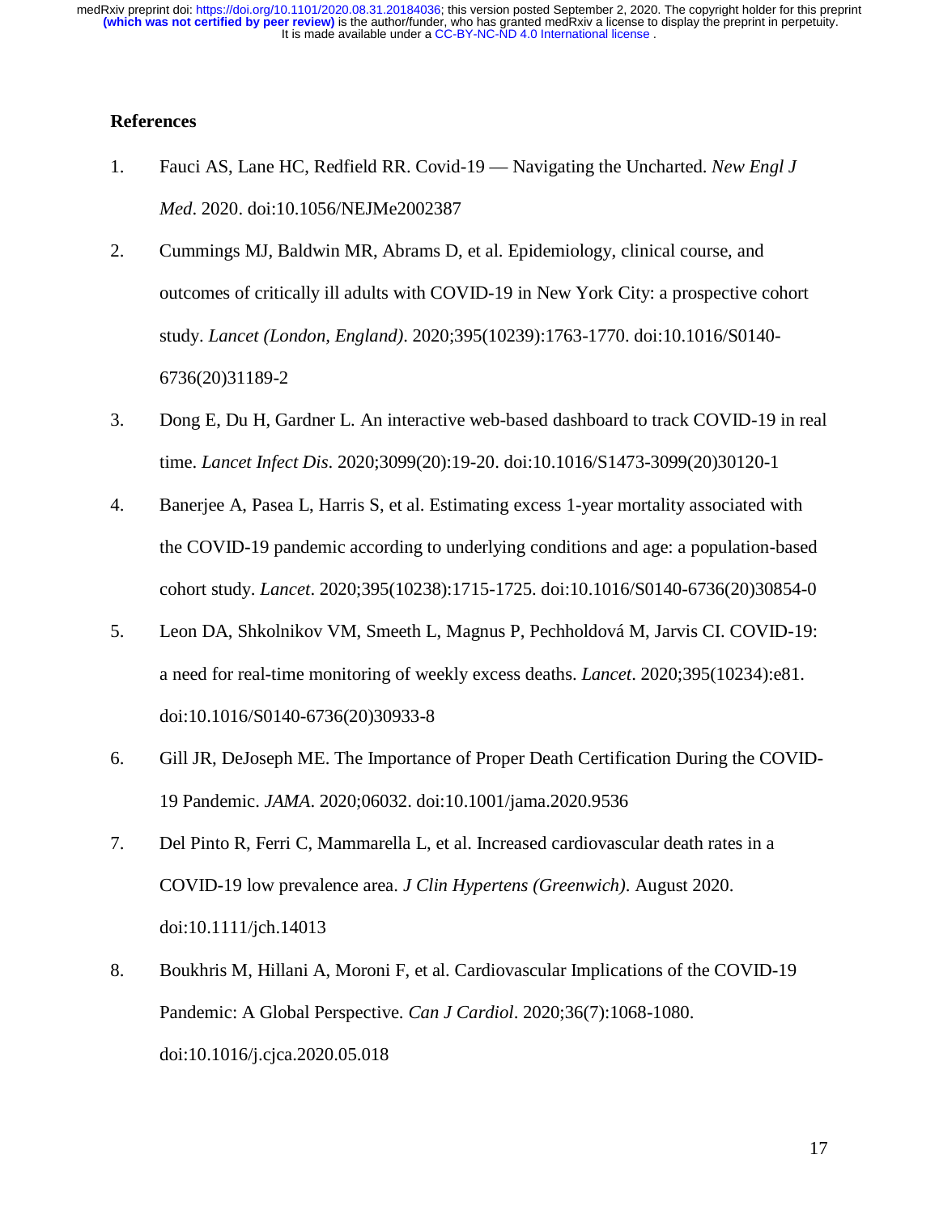## References

1. Fauci AS, Lane HC, Redfield RR. Covid-19 — Navigating the Uncharted. *New Engl J Med*. 2020. doi:10.1056/NEJMe2002387
2. Cummings MJ, Baldwin MR, Abrams D, et al. Epidemiology, clinical course, and outcomes of critically ill adults with COVID-19 in New York City: a prospective cohort study. *Lancet (London, England)*. 2020;395(10239):1763-1770. doi:10.1016/S0140-6736(20)31189-2
3. Dong E, Du H, Gardner L. An interactive web-based dashboard to track COVID-19 in real time. *Lancet Infect Dis*. 2020;3099(20):19-20. doi:10.1016/S1473-3099(20)30120-1
4. Banerjee A, Pasea L, Harris S, et al. Estimating excess 1-year mortality associated with the COVID-19 pandemic according to underlying conditions and age: a population-based cohort study. *Lancet*. 2020;395(10238):1715-1725. doi:10.1016/S0140-6736(20)30854-0
5. Leon DA, Shkolnikov VM, Smeeth L, Magnus P, Pechholdová M, Jarvis CI. COVID-19: a need for real-time monitoring of weekly excess deaths. *Lancet*. 2020;395(10234):e81. doi:10.1016/S0140-6736(20)30933-8
6. Gill JR, DeJoseph ME. The Importance of Proper Death Certification During the COVID-19 Pandemic. *JAMA*. 2020;06032. doi:10.1001/jama.2020.9536
7. Del Pinto R, Ferri C, Mammarella L, et al. Increased cardiovascular death rates in a COVID-19 low prevalence area. *J Clin Hypertens (Greenwich)*. August 2020. doi:10.1111/jch.14013
8. Boukhris M, Hillani A, Moroni F, et al. Cardiovascular Implications of the COVID-19 Pandemic: A Global Perspective. *Can J Cardiol*. 2020;36(7):1068-1080. doi:10.1016/j.cjca.2020.05.018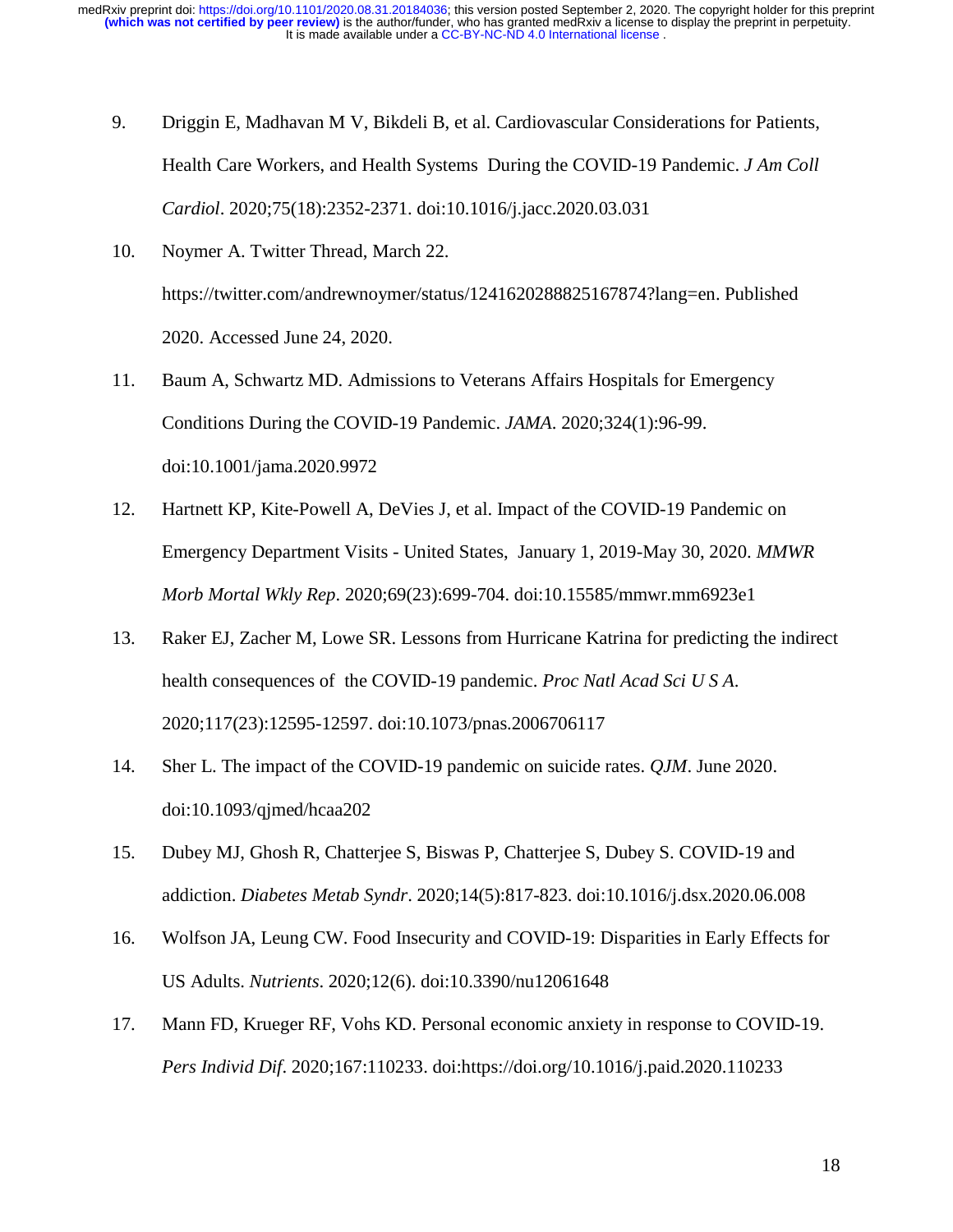9. Driggin E, Madhavan M V, Bikdeli B, et al. Cardiovascular Considerations for Patients, Health Care Workers, and Health Systems During the COVID-19 Pandemic. *J Am Coll Cardiol*. 2020;75(18):2352-2371. doi:10.1016/j.jacc.2020.03.031

10. Noymer A. Twitter Thread, March 22. https://twitter.com/andrewnoymer/status/1241620288825167874?lang=en. Published 2020. Accessed June 24, 2020.

11. Baum A, Schwartz MD. Admissions to Veterans Affairs Hospitals for Emergency Conditions During the COVID-19 Pandemic. *JAMA*. 2020;324(1):96-99. doi:10.1001/jama.2020.9972

12. Hartnett KP, Kite-Powell A, DeVies J, et al. Impact of the COVID-19 Pandemic on Emergency Department Visits - United States, January 1, 2019-May 30, 2020. *MMWR Morb Mortal Wkly Rep*. 2020;69(23):699-704. doi:10.15585/mmwr.mm6923e1

13. Raker EJ, Zacher M, Lowe SR. Lessons from Hurricane Katrina for predicting the indirect health consequences of the COVID-19 pandemic. *Proc Natl Acad Sci U S A*. 2020;117(23):12595-12597. doi:10.1073/pnas.2006706117

14. Sher L. The impact of the COVID-19 pandemic on suicide rates. *QJM*. June 2020. doi:10.1093/qjmed/hcaa202

15. Dubey MJ, Ghosh R, Chatterjee S, Biswas P, Chatterjee S, Dubey S. COVID-19 and addiction. *Diabetes Metab Syndr*. 2020;14(5):817-823. doi:10.1016/j.dsx.2020.06.008

16. Wolfson JA, Leung CW. Food Insecurity and COVID-19: Disparities in Early Effects for US Adults. *Nutrients*. 2020;12(6). doi:10.3390/nu12061648

17. Mann FD, Krueger RF, Vohs KD. Personal economic anxiety in response to COVID-19. *Pers Individ Dif*. 2020;167:110233. doi:https://doi.org/10.1016/j.paid.2020.110233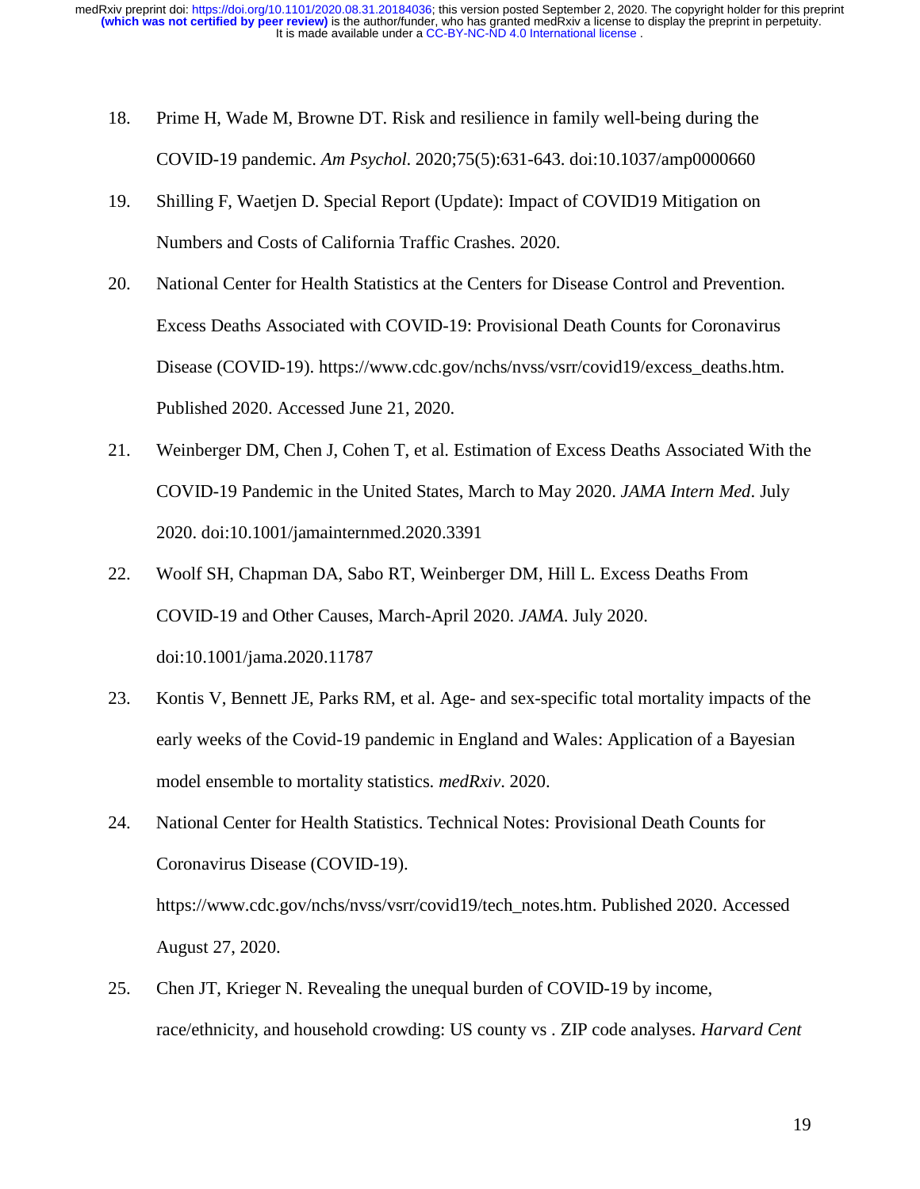18. Prime H, Wade M, Browne DT. Risk and resilience in family well-being during the COVID-19 pandemic. *Am Psychol*. 2020;75(5):631-643. doi:10.1037/amp0000660

19. Shilling F, Waetjen D. Special Report (Update): Impact of COVID19 Mitigation on Numbers and Costs of California Traffic Crashes. 2020.

20. National Center for Health Statistics at the Centers for Disease Control and Prevention. Excess Deaths Associated with COVID-19: Provisional Death Counts for Coronavirus Disease (COVID-19). https://www.cdc.gov/nchs/nvss/vsrr/covid19/excess_deaths.htm. Published 2020. Accessed June 21, 2020.

21. Weinberger DM, Chen J, Cohen T, et al. Estimation of Excess Deaths Associated With the COVID-19 Pandemic in the United States, March to May 2020. *JAMA Intern Med*. July 2020. doi:10.1001/jamainternmed.2020.3391

22. Woolf SH, Chapman DA, Sabo RT, Weinberger DM, Hill L. Excess Deaths From COVID-19 and Other Causes, March-April 2020. *JAMA*. July 2020. doi:10.1001/jama.2020.11787

23. Kontis V, Bennett JE, Parks RM, et al. Age- and sex-specific total mortality impacts of the early weeks of the Covid-19 pandemic in England and Wales: Application of a Bayesian model ensemble to mortality statistics. *medRxiv*. 2020.

24. National Center for Health Statistics. Technical Notes: Provisional Death Counts for Coronavirus Disease (COVID-19). https://www.cdc.gov/nchs/nvss/vsrr/covid19/tech_notes.htm. Published 2020. Accessed August 27, 2020.

25. Chen JT, Krieger N. Revealing the unequal burden of COVID-19 by income, race/ethnicity, and household crowding: US county vs . ZIP code analyses. *Harvard Cent*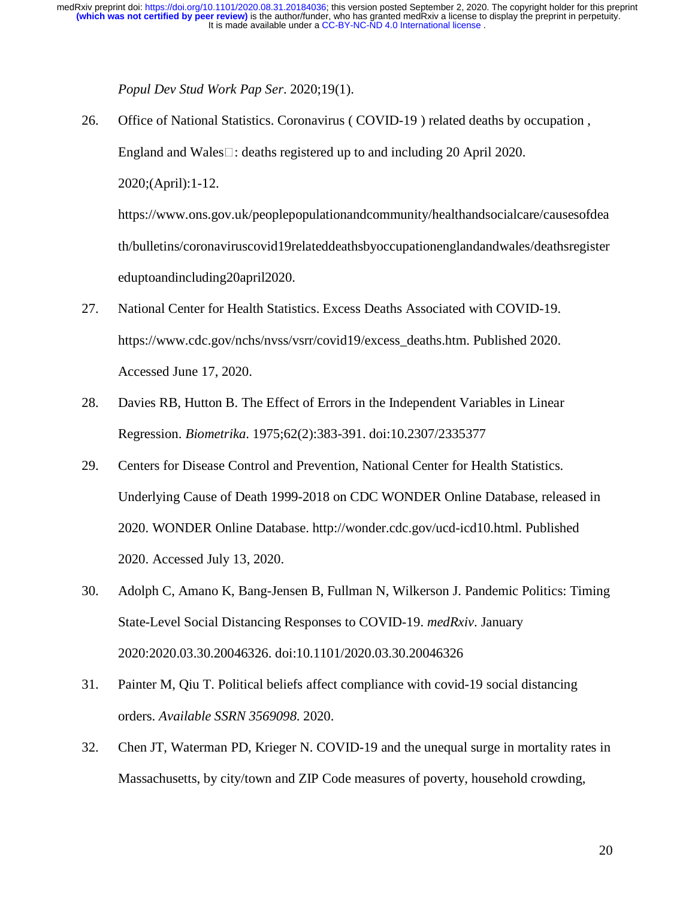*Popul Dev Stud Work Pap Ser*. 2020;19(1).

26. Office of National Statistics. Coronavirus ( COVID-19 ) related deaths by occupation , England and Wales□: deaths registered up to and including 20 April 2020. 2020;(April):1-12. https://www.ons.gov.uk/peoplepopulationandcommunity/healthandsocialcare/causesofdeath/bulletins/coronaviruscovid19relateddeathsbyoccupationenglandandwales/deathsregistereduptoandincluding20april2020.

27. National Center for Health Statistics. Excess Deaths Associated with COVID-19. https://www.cdc.gov/nchs/nvss/vsrr/covid19/excess_deaths.htm. Published 2020. Accessed June 17, 2020.

28. Davies RB, Hutton B. The Effect of Errors in the Independent Variables in Linear Regression. *Biometrika*. 1975;62(2):383-391. doi:10.2307/2335377

29. Centers for Disease Control and Prevention, National Center for Health Statistics. Underlying Cause of Death 1999-2018 on CDC WONDER Online Database, released in 2020. WONDER Online Database. http://wonder.cdc.gov/ucd-icd10.html. Published 2020. Accessed July 13, 2020.

30. Adolph C, Amano K, Bang-Jensen B, Fullman N, Wilkerson J. Pandemic Politics: Timing State-Level Social Distancing Responses to COVID-19. *medRxiv*. January 2020:2020.03.30.20046326. doi:10.1101/2020.03.30.20046326

31. Painter M, Qiu T. Political beliefs affect compliance with covid-19 social distancing orders. *Available SSRN 3569098*. 2020.

32. Chen JT, Waterman PD, Krieger N. COVID-19 and the unequal surge in mortality rates in Massachusetts, by city/town and ZIP Code measures of poverty, household crowding,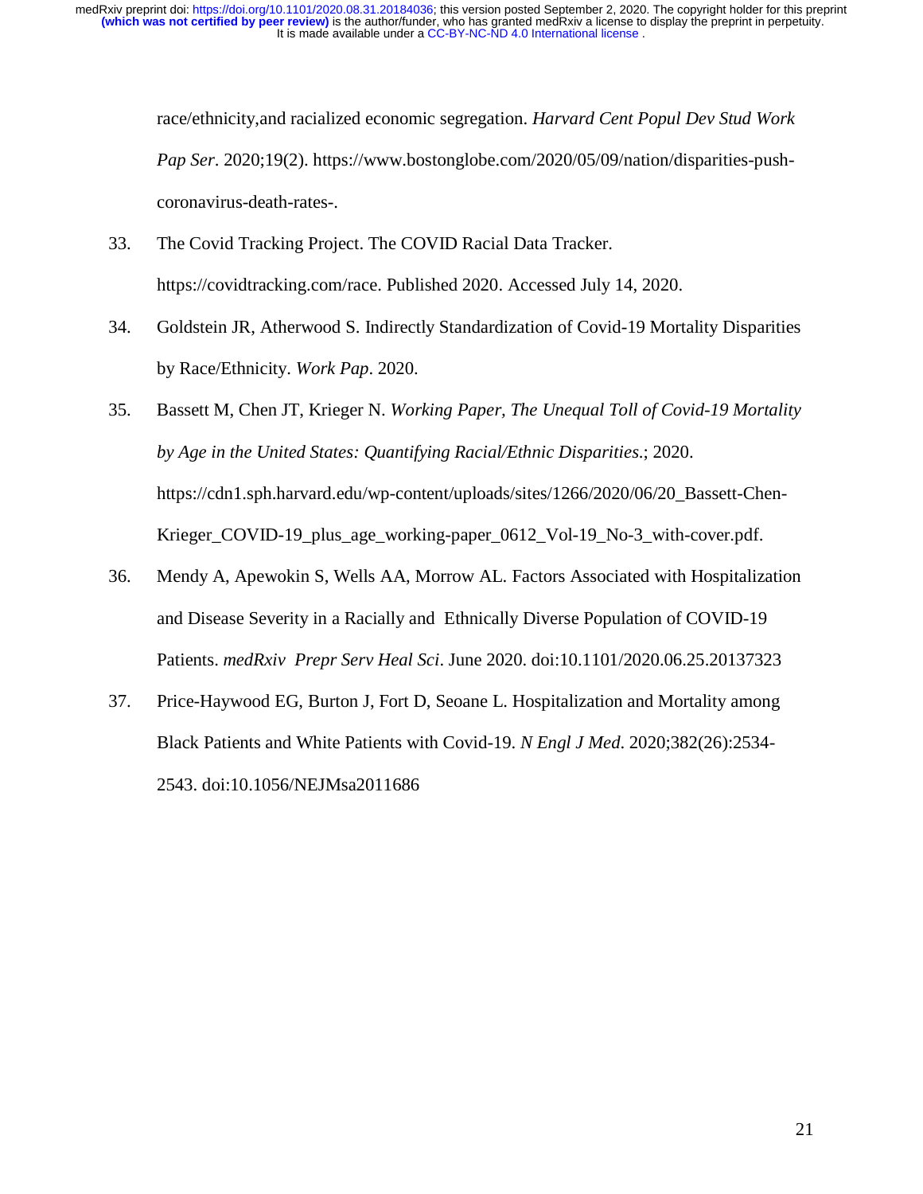race/ethnicity,and racialized economic segregation. *Harvard Cent Popul Dev Stud Work Pap Ser*. 2020;19(2). https://www.bostonglobe.com/2020/05/09/nation/disparities-push-coronavirus-death-rates-.

33. The Covid Tracking Project. The COVID Racial Data Tracker. https://covidtracking.com/race. Published 2020. Accessed July 14, 2020.

34. Goldstein JR, Atherwood S. Indirectly Standardization of Covid-19 Mortality Disparities by Race/Ethnicity. *Work Pap*. 2020.

35. Bassett M, Chen JT, Krieger N. *Working Paper, The Unequal Toll of Covid-19 Mortality by Age in the United States: Quantifying Racial/Ethnic Disparities*.; 2020. https://cdn1.sph.harvard.edu/wp-content/uploads/sites/1266/2020/06/20_Bassett-Chen-Krieger_COVID-19_plus_age_working-paper_0612_Vol-19_No-3_with-cover.pdf.

36. Mendy A, Apewokin S, Wells AA, Morrow AL. Factors Associated with Hospitalization and Disease Severity in a Racially and Ethnically Diverse Population of COVID-19 Patients. *medRxiv Prepr Serv Heal Sci*. June 2020. doi:10.1101/2020.06.25.20137323

37. Price-Haywood EG, Burton J, Fort D, Seoane L. Hospitalization and Mortality among Black Patients and White Patients with Covid-19. *N Engl J Med*. 2020;382(26):2534-2543. doi:10.1056/NEJMsa2011686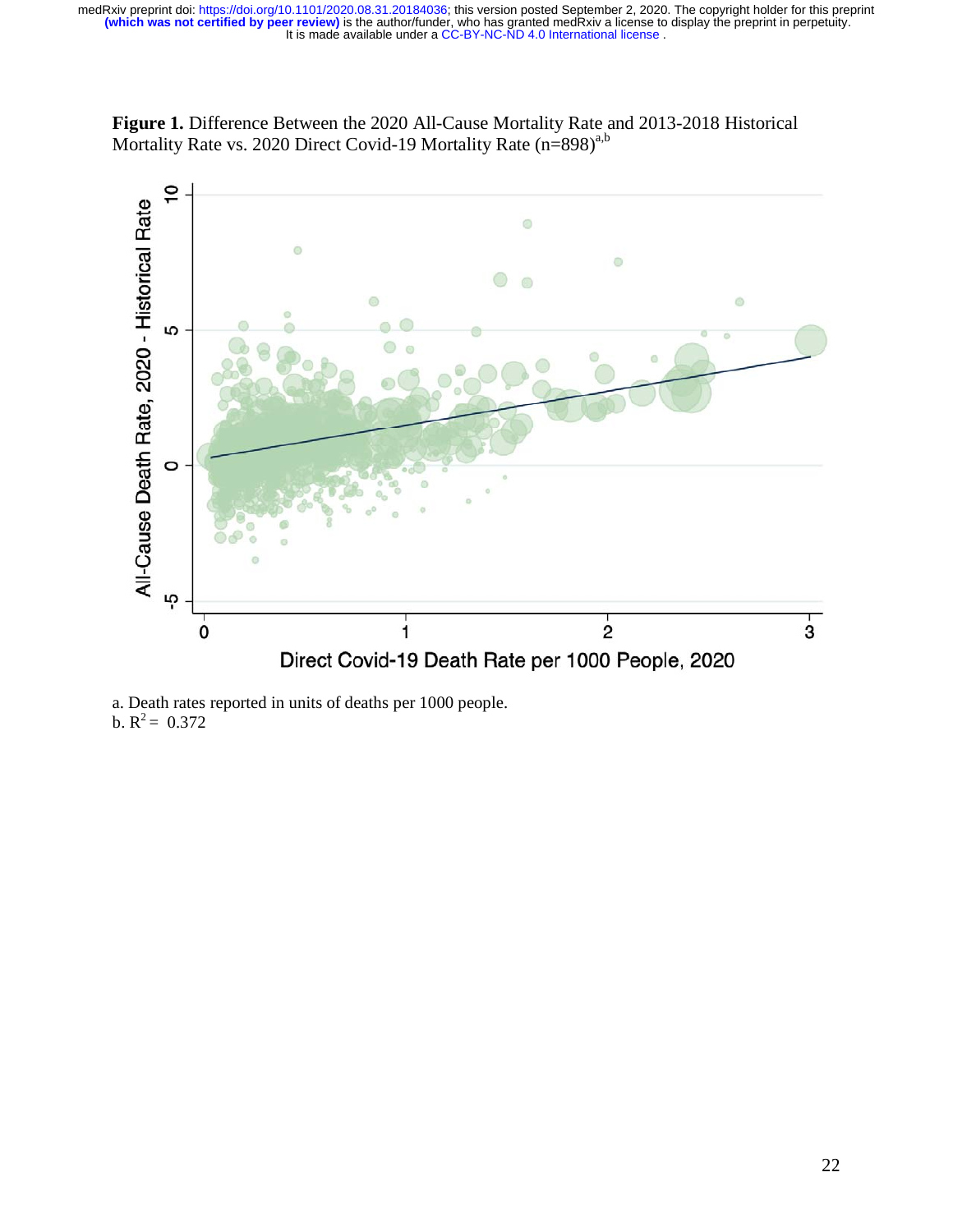**Figure 1.** Difference Between the 2020 All-Cause Mortality Rate and 2013-2018 Historical Mortality Rate vs. 2020 Direct Covid-19 Mortality Rate (n=898)[a,b]

a. Death rates reported in units of deaths per 1000 people.
b. $R^2 = 0.372$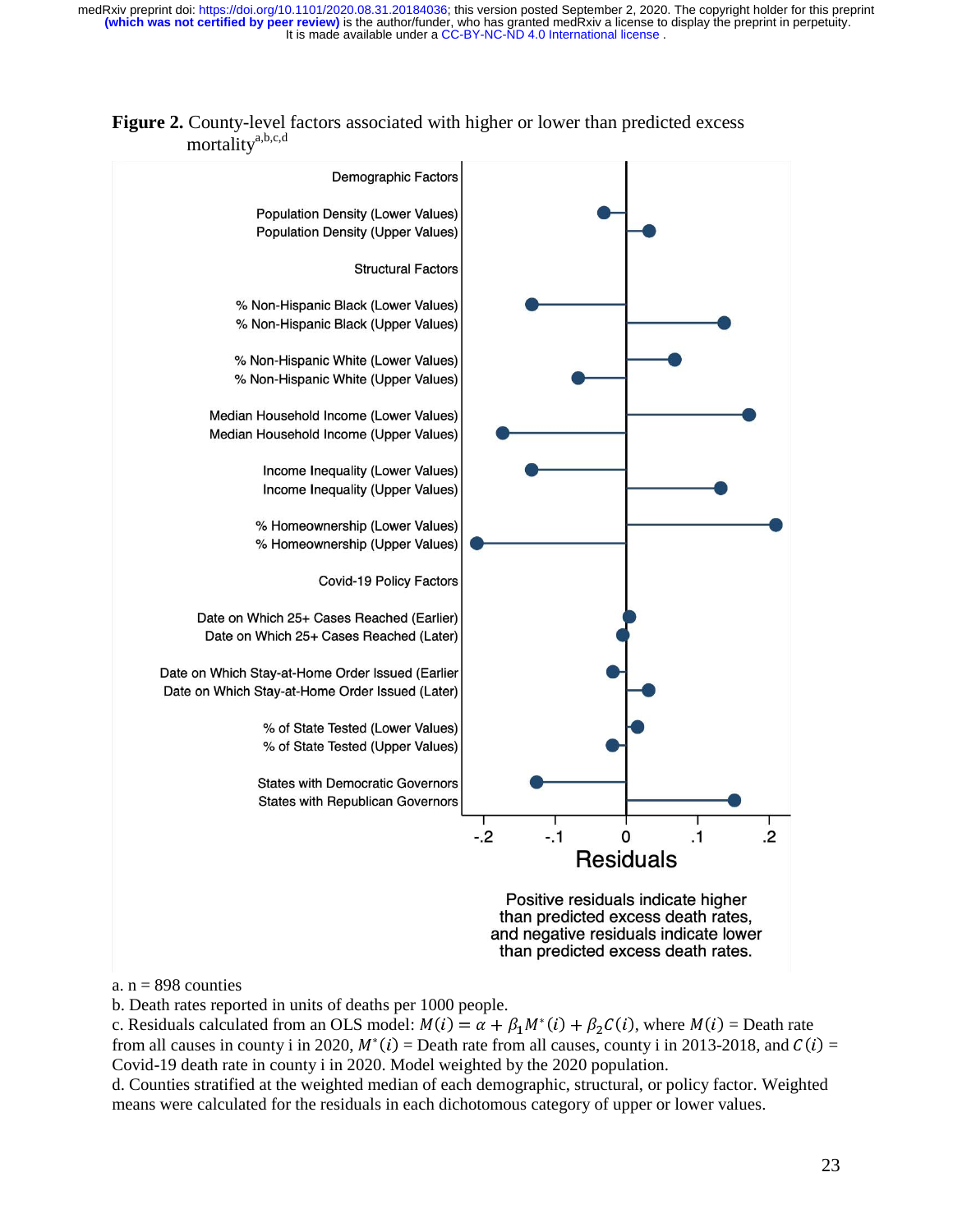**Figure 2.** County-level factors associated with higher or lower than predicted excess mortality[a,b,c,d]

| Factor | Residual (approx.) |
|---|---|
| **Demographic Factors** | |
| Population Density (Lower Values) | -0.03 |
| Population Density (Upper Values) | 0.03 |
| **Structural Factors** | |
| % Non-Hispanic Black (Lower Values) | -0.13 |
| % Non-Hispanic Black (Upper Values) | 0.14 |
| % Non-Hispanic White (Lower Values) | 0.07 |
| % Non-Hispanic White (Upper Values) | -0.07 |
| Median Household Income (Lower Values) | 0.17 |
| Median Household Income (Upper Values) | -0.17 |
| Income Inequality (Lower Values) | -0.13 |
| Income Inequality (Upper Values) | 0.13 |
| % Homeownership (Lower Values) | 0.21 |
| % Homeownership (Upper Values) | -0.21 |
| **Covid-19 Policy Factors** | |
| Date on Which 25+ Cases Reached (Earlier) | 0.005 |
| Date on Which 25+ Cases Reached (Later) | -0.005 |
| Date on Which Stay-at-Home Order Issued (Earlier | -0.02 |
| Date on Which Stay-at-Home Order Issued (Later) | 0.03 |
| % of State Tested (Lower Values) | 0.015 |
| % of State Tested (Upper Values) | -0.02 |
| States with Democratic Governors | -0.125 |
| States with Republican Governors | 0.15 |

Residuals (x-axis: -.2, -.1, 0, .1, .2)

Positive residuals indicate higher than predicted excess death rates, and negative residuals indicate lower than predicted excess death rates.

a. n = 898 counties

b. Death rates reported in units of deaths per 1000 people.

c. Residuals calculated from an OLS model: $M(i) = \alpha + \beta_1 M^*(i) + \beta_2 C(i)$, where $M(i)$ = Death rate from all causes in county i in 2020, $M^*(i)$ = Death rate from all causes, county i in 2013-2018, and $C(i)$ = Covid-19 death rate in county i in 2020. Model weighted by the 2020 population.

d. Counties stratified at the weighted median of each demographic, structural, or policy factor. Weighted means were calculated for the residuals in each dichotomous category of upper or lower values.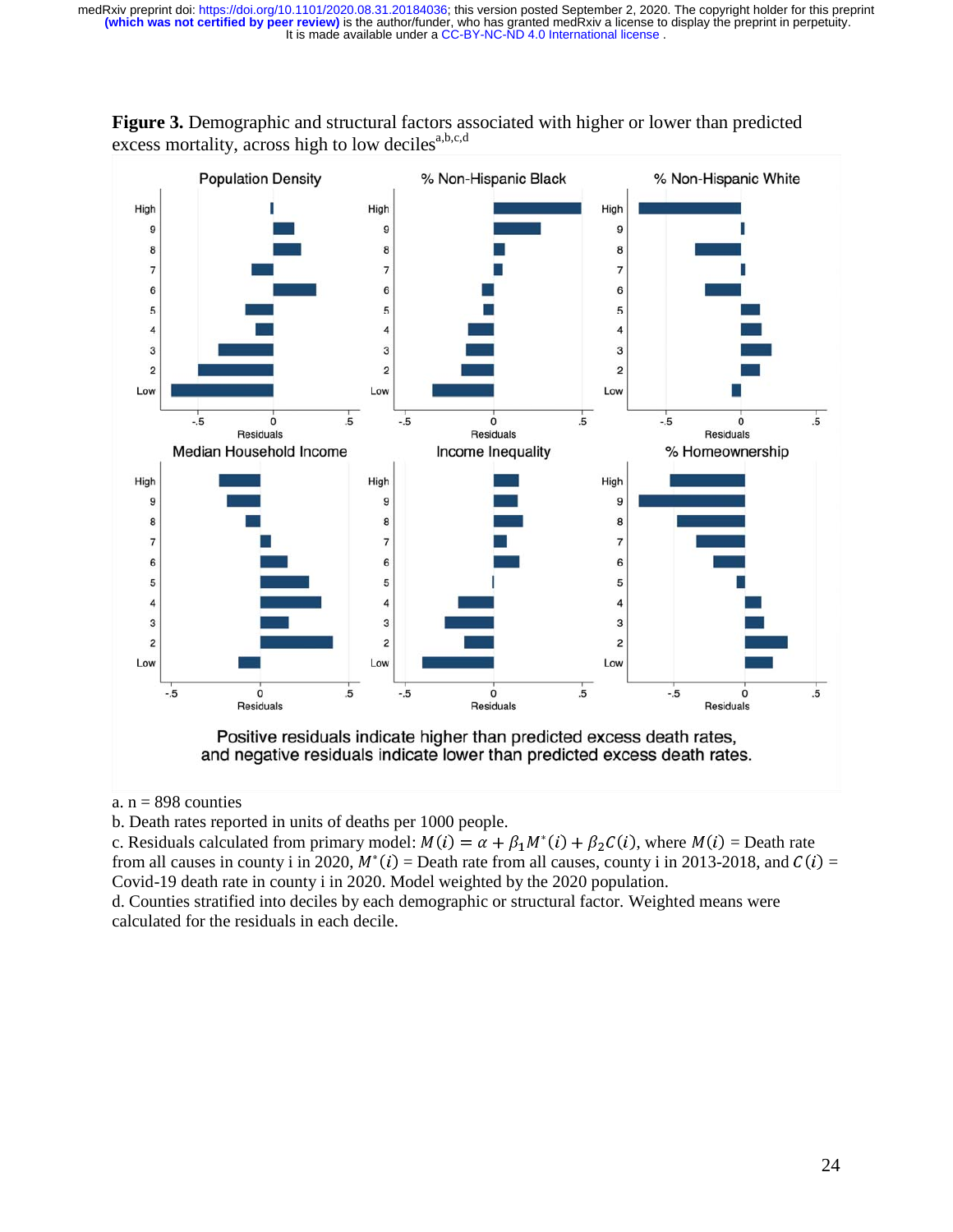**Figure 3.** Demographic and structural factors associated with higher or lower than predicted excess mortality, across high to low deciles[a,b,c,d]

Positive residuals indicate higher than predicted excess death rates, and negative residuals indicate lower than predicted excess death rates.

a. n = 898 counties

b. Death rates reported in units of deaths per 1000 people.

c. Residuals calculated from primary model: $M(i) = \alpha + \beta_1 M^*(i) + \beta_2 C(i)$, where $M(i)$ = Death rate from all causes in county i in 2020, $M^*(i)$ = Death rate from all causes, county i in 2013-2018, and $C(i)$ = Covid-19 death rate in county i in 2020. Model weighted by the 2020 population.

d. Counties stratified into deciles by each demographic or structural factor. Weighted means were calculated for the residuals in each decile.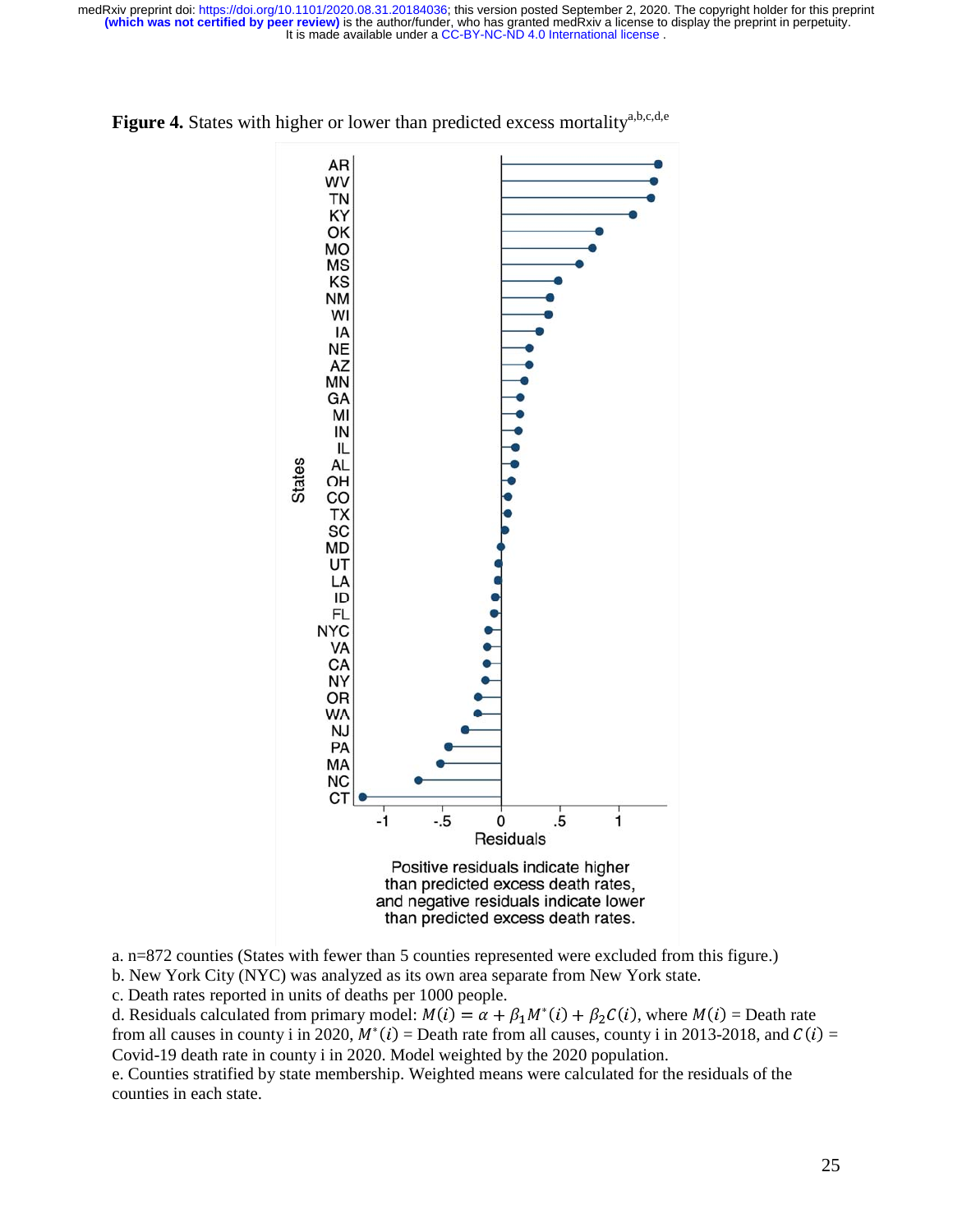**Figure 4.** States with higher or lower than predicted excess mortality[a,b,c,d,e]

States

AR
WV
TN
KY
OK
MO
MS
KS
NM
WI
IA
NE
AZ
MN
GA
MI
IN
IL
AL
OH
CO
TX
SC
MD
UT
LA
ID
FL
NYC
VA
CA
NY
OR
WA
NJ
PA
MA
NC
CT

-1 -.5 0 .5 1

Residuals

Positive residuals indicate higher than predicted excess death rates, and negative residuals indicate lower than predicted excess death rates.

a. n=872 counties (States with fewer than 5 counties represented were excluded from this figure.)

b. New York City (NYC) was analyzed as its own area separate from New York state.

c. Death rates reported in units of deaths per 1000 people.

d. Residuals calculated from primary model: $M(i) = \alpha + \beta_1 M^*(i) + \beta_2 C(i)$, where $M(i)$ = Death rate from all causes in county i in 2020, $M^*(i)$ = Death rate from all causes, county i in 2013-2018, and $C(i)$ = Covid-19 death rate in county i in 2020. Model weighted by the 2020 population.

e. Counties stratified by state membership. Weighted means were calculated for the residuals of the counties in each state.